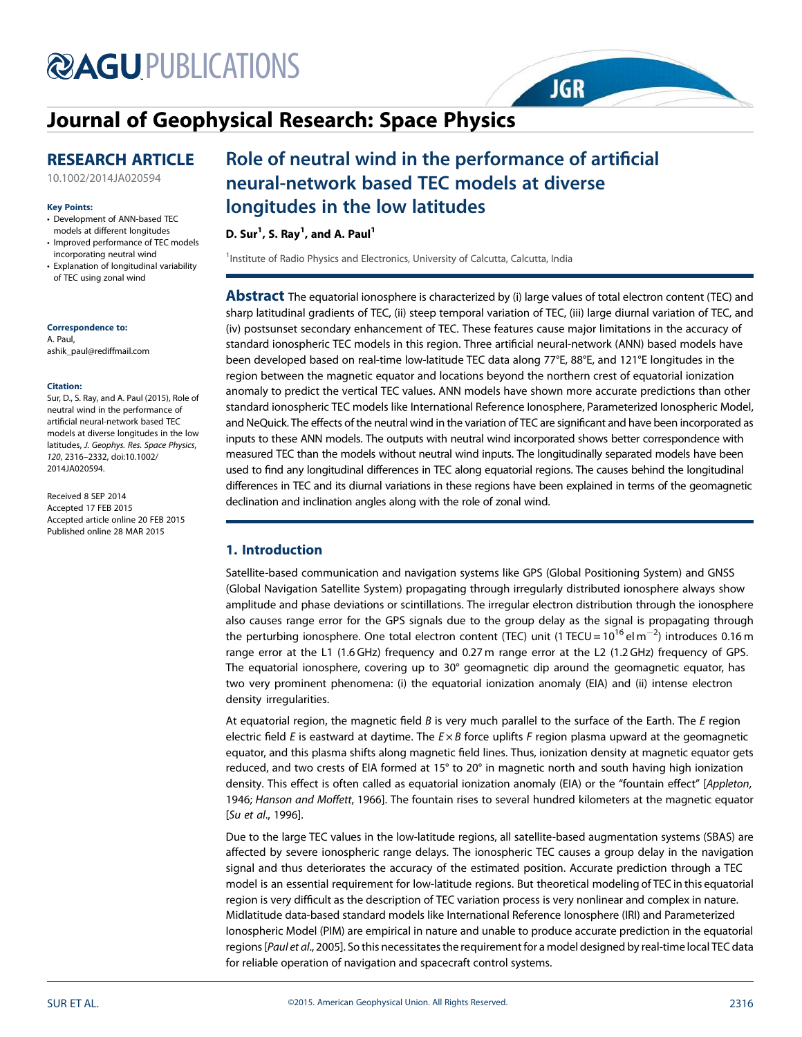# Role of neutral wind in the performance of artificial neural-network based TEC models at diverse longitudes in the low latitudes

**D. Sur[1], S. Ray[1], and A. Paul[1]**

[1]Institute of Radio Physics and Electronics, University of Calcutta, Calcutta, India

**RESEARCH ARTICLE**

10.1002/2014JA020594

**Key Points:**

- Development of ANN-based TEC models at different longitudes
- Improved performance of TEC models incorporating neutral wind
- Explanation of longitudinal variability of TEC using zonal wind

**Correspondence to:**

A. Paul,
ashik_paul@rediffmail.com

**Citation:**

Sur, D., S. Ray, and A. Paul (2015), Role of neutral wind in the performance of artificial neural-network based TEC models at diverse longitudes in the low latitudes, *J. Geophys. Res. Space Physics*, *120*, 2316–2332, doi:10.1002/2014JA020594.

Received 8 SEP 2014
Accepted 17 FEB 2015
Accepted article online 20 FEB 2015
Published online 28 MAR 2015

**Abstract** The equatorial ionosphere is characterized by (i) large values of total electron content (TEC) and sharp latitudinal gradients of TEC, (ii) steep temporal variation of TEC, (iii) large diurnal variation of TEC, and (iv) postsunset secondary enhancement of TEC. These features cause major limitations in the accuracy of standard ionospheric TEC models in this region. Three artificial neural-network (ANN) based models have been developed based on real-time low-latitude TEC data along 77°E, 88°E, and 121°E longitudes in the region between the magnetic equator and locations beyond the northern crest of equatorial ionization anomaly to predict the vertical TEC values. ANN models have shown more accurate predictions than other standard ionospheric TEC models like International Reference Ionosphere, Parameterized Ionospheric Model, and NeQuick. The effects of the neutral wind in the variation of TEC are significant and have been incorporated as inputs to these ANN models. The outputs with neutral wind incorporated shows better correspondence with measured TEC than the models without neutral wind inputs. The longitudinally separated models have been used to find any longitudinal differences in TEC along equatorial regions. The causes behind the longitudinal differences in TEC and its diurnal variations in these regions have been explained in terms of the geomagnetic declination and inclination angles along with the role of zonal wind.

## 1. Introduction

Satellite-based communication and navigation systems like GPS (Global Positioning System) and GNSS (Global Navigation Satellite System) propagating through irregularly distributed ionosphere always show amplitude and phase deviations or scintillations. The irregular electron distribution through the ionosphere also causes range error for the GPS signals due to the group delay as the signal is propagating through the perturbing ionosphere. One total electron content (TEC) unit (1 TECU = $10^{16}$ el m$^{-2}$) introduces 0.16 m range error at the L1 (1.6 GHz) frequency and 0.27 m range error at the L2 (1.2 GHz) frequency of GPS. The equatorial ionosphere, covering up to 30° geomagnetic dip around the geomagnetic equator, has two very prominent phenomena: (i) the equatorial ionization anomaly (EIA) and (ii) intense electron density irregularities.

At equatorial region, the magnetic field $B$ is very much parallel to the surface of the Earth. The $E$ region electric field $E$ is eastward at daytime. The $E \times B$ force uplifts $F$ region plasma upward at the geomagnetic equator, and this plasma shifts along magnetic field lines. Thus, ionization density at magnetic equator gets reduced, and two crests of EIA formed at 15° to 20° in magnetic north and south having high ionization density. This effect is often called as equatorial ionization anomaly (EIA) or the "fountain effect" [*Appleton*, 1946; *Hanson and Moffett*, 1966]. The fountain rises to several hundred kilometers at the magnetic equator [*Su et al.*, 1996].

Due to the large TEC values in the low-latitude regions, all satellite-based augmentation systems (SBAS) are affected by severe ionospheric range delays. The ionospheric TEC causes a group delay in the navigation signal and thus deteriorates the accuracy of the estimated position. Accurate prediction through a TEC model is an essential requirement for low-latitude regions. But theoretical modeling of TEC in this equatorial region is very difficult as the description of TEC variation process is very nonlinear and complex in nature. Midlatitude data-based standard models like International Reference Ionosphere (IRI) and Parameterized Ionospheric Model (PIM) are empirical in nature and unable to produce accurate prediction in the equatorial regions [*Paul et al.*, 2005]. So this necessitates the requirement for a model designed by real-time local TEC data for reliable operation of navigation and spacecraft control systems.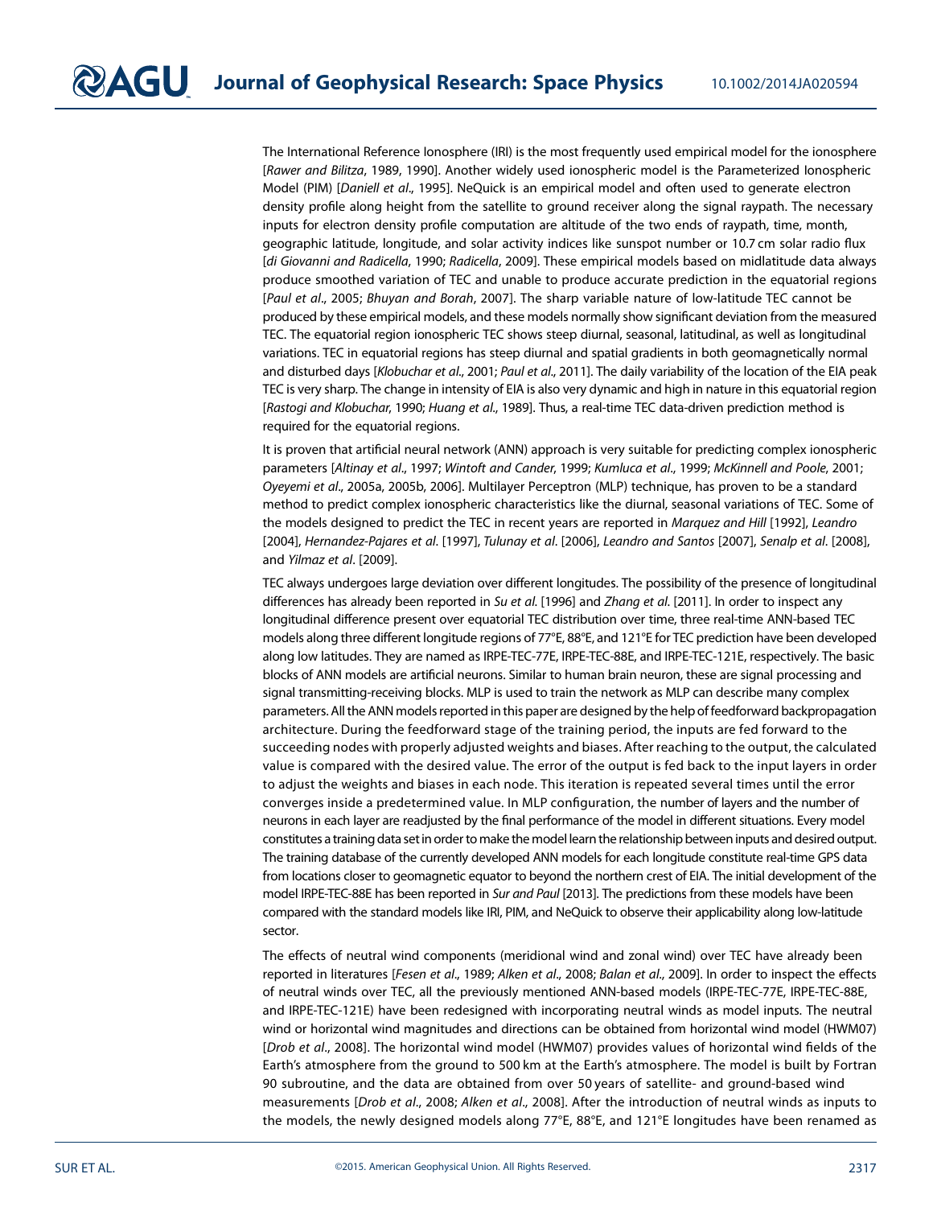The International Reference Ionosphere (IRI) is the most frequently used empirical model for the ionosphere [*Rawer and Bilitza*, 1989, 1990]. Another widely used ionospheric model is the Parameterized Ionospheric Model (PIM) [*Daniell et al*., 1995]. NeQuick is an empirical model and often used to generate electron density profile along height from the satellite to ground receiver along the signal raypath. The necessary inputs for electron density profile computation are altitude of the two ends of raypath, time, month, geographic latitude, longitude, and solar activity indices like sunspot number or 10.7 cm solar radio flux [*di Giovanni and Radicella*, 1990; *Radicella*, 2009]. These empirical models based on midlatitude data always produce smoothed variation of TEC and unable to produce accurate prediction in the equatorial regions [*Paul et al*., 2005; *Bhuyan and Borah*, 2007]. The sharp variable nature of low-latitude TEC cannot be produced by these empirical models, and these models normally show significant deviation from the measured TEC. The equatorial region ionospheric TEC shows steep diurnal, seasonal, latitudinal, as well as longitudinal variations. TEC in equatorial regions has steep diurnal and spatial gradients in both geomagnetically normal and disturbed days [*Klobuchar et al*., 2001; *Paul et al*., 2011]. The daily variability of the location of the EIA peak TEC is very sharp. The change in intensity of EIA is also very dynamic and high in nature in this equatorial region [*Rastogi and Klobuchar*, 1990; *Huang et al*., 1989]. Thus, a real-time TEC data-driven prediction method is required for the equatorial regions.

It is proven that artificial neural network (ANN) approach is very suitable for predicting complex ionospheric parameters [*Altinay et al*., 1997; *Wintoft and Cander*, 1999; *Kumluca et al*., 1999; *McKinnell and Poole*, 2001; *Oyeyemi et al*., 2005a, 2005b, 2006]. Multilayer Perceptron (MLP) technique, has proven to be a standard method to predict complex ionospheric characteristics like the diurnal, seasonal variations of TEC. Some of the models designed to predict the TEC in recent years are reported in *Marquez and Hill* [1992], *Leandro* [2004], *Hernandez-Pajares et al*. [1997], *Tulunay et al*. [2006], *Leandro and Santos* [2007], *Senalp et al*. [2008], and *Yilmaz et al*. [2009].

TEC always undergoes large deviation over different longitudes. The possibility of the presence of longitudinal differences has already been reported in *Su et al*. [1996] and *Zhang et al*. [2011]. In order to inspect any longitudinal difference present over equatorial TEC distribution over time, three real-time ANN-based TEC models along three different longitude regions of 77°E, 88°E, and 121°E for TEC prediction have been developed along low latitudes. They are named as IRPE-TEC-77E, IRPE-TEC-88E, and IRPE-TEC-121E, respectively. The basic blocks of ANN models are artificial neurons. Similar to human brain neuron, these are signal processing and signal transmitting-receiving blocks. MLP is used to train the network as MLP can describe many complex parameters. All the ANN models reported in this paper are designed by the help of feedforward backpropagation architecture. During the feedforward stage of the training period, the inputs are fed forward to the succeeding nodes with properly adjusted weights and biases. After reaching to the output, the calculated value is compared with the desired value. The error of the output is fed back to the input layers in order to adjust the weights and biases in each node. This iteration is repeated several times until the error converges inside a predetermined value. In MLP configuration, the number of layers and the number of neurons in each layer are readjusted by the final performance of the model in different situations. Every model constitutes a training data set in order to make the model learn the relationship between inputs and desired output. The training database of the currently developed ANN models for each longitude constitute real-time GPS data from locations closer to geomagnetic equator to beyond the northern crest of EIA. The initial development of the model IRPE-TEC-88E has been reported in *Sur and Paul* [2013]. The predictions from these models have been compared with the standard models like IRI, PIM, and NeQuick to observe their applicability along low-latitude sector.

The effects of neutral wind components (meridional wind and zonal wind) over TEC have already been reported in literatures [*Fesen et al*., 1989; *Alken et al*., 2008; *Balan et al*., 2009]. In order to inspect the effects of neutral winds over TEC, all the previously mentioned ANN-based models (IRPE-TEC-77E, IRPE-TEC-88E, and IRPE-TEC-121E) have been redesigned with incorporating neutral winds as model inputs. The neutral wind or horizontal wind magnitudes and directions can be obtained from horizontal wind model (HWM07) [*Drob et al*., 2008]. The horizontal wind model (HWM07) provides values of horizontal wind fields of the Earth's atmosphere from the ground to 500 km at the Earth's atmosphere. The model is built by Fortran 90 subroutine, and the data are obtained from over 50 years of satellite- and ground-based wind measurements [*Drob et al*., 2008; *Alken et al*., 2008]. After the introduction of neutral winds as inputs to the models, the newly designed models along 77°E, 88°E, and 121°E longitudes have been renamed as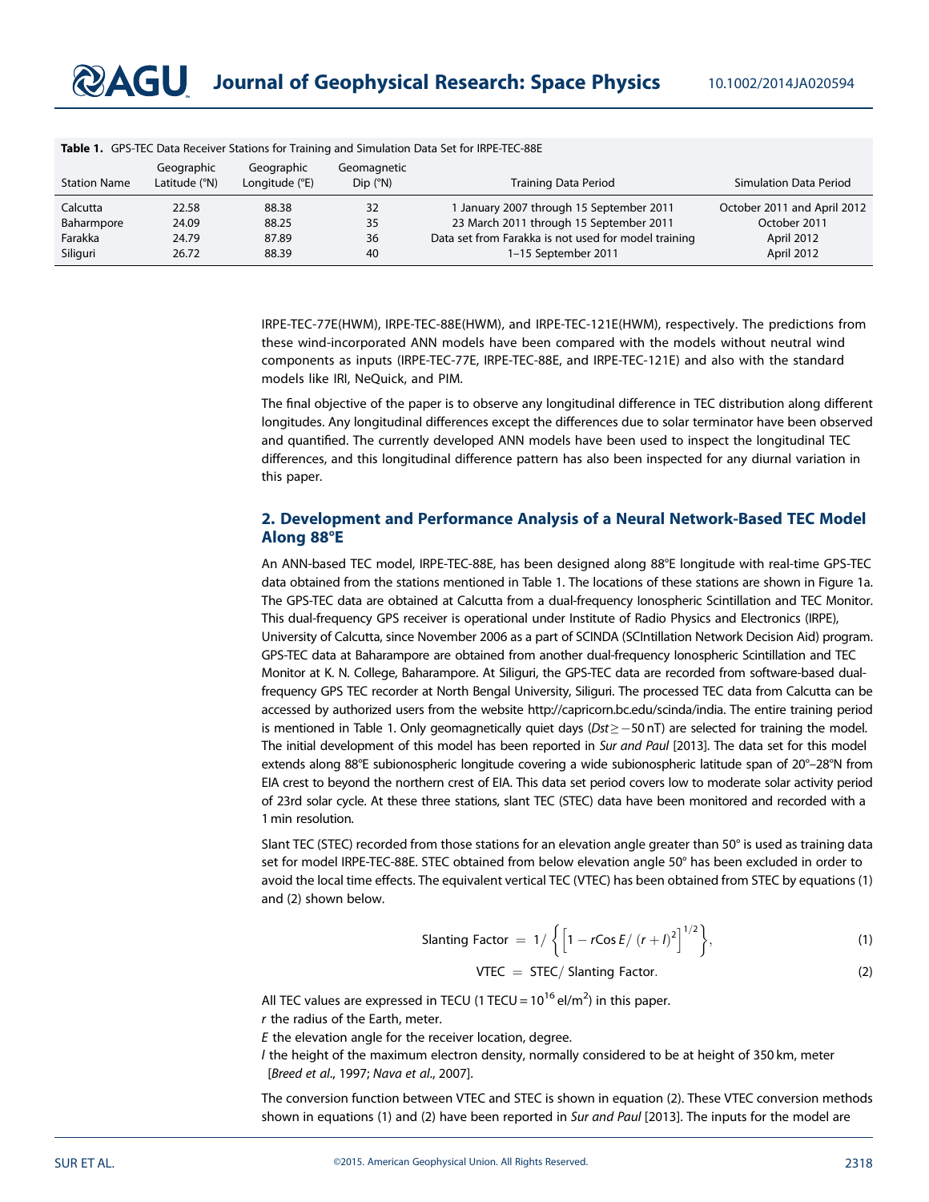**Table 1.** GPS-TEC Data Receiver Stations for Training and Simulation Data Set for IRPE-TEC-88E

| Station Name | Geographic Latitude (°N) | Geographic Longitude (°E) | Geomagnetic Dip (°N) | Training Data Period | Simulation Data Period |
|---|---|---|---|---|---|
| Calcutta | 22.58 | 88.38 | 32 | 1 January 2007 through 15 September 2011 | October 2011 and April 2012 |
| Baharmpore | 24.09 | 88.25 | 35 | 23 March 2011 through 15 September 2011 | October 2011 |
| Farakka | 24.79 | 87.89 | 36 | Data set from Farakka is not used for model training | April 2012 |
| Siliguri | 26.72 | 88.39 | 40 | 1–15 September 2011 | April 2012 |

IRPE-TEC-77E(HWM), IRPE-TEC-88E(HWM), and IRPE-TEC-121E(HWM), respectively. The predictions from these wind-incorporated ANN models have been compared with the models without neutral wind components as inputs (IRPE-TEC-77E, IRPE-TEC-88E, and IRPE-TEC-121E) and also with the standard models like IRI, NeQuick, and PIM.

The final objective of the paper is to observe any longitudinal difference in TEC distribution along different longitudes. Any longitudinal differences except the differences due to solar terminator have been observed and quantified. The currently developed ANN models have been used to inspect the longitudinal TEC differences, and this longitudinal difference pattern has also been inspected for any diurnal variation in this paper.

## 2. Development and Performance Analysis of a Neural Network-Based TEC Model Along 88°E

An ANN-based TEC model, IRPE-TEC-88E, has been designed along 88°E longitude with real-time GPS-TEC data obtained from the stations mentioned in Table 1. The locations of these stations are shown in Figure 1a. The GPS-TEC data are obtained at Calcutta from a dual-frequency Ionospheric Scintillation and TEC Monitor. This dual-frequency GPS receiver is operational under Institute of Radio Physics and Electronics (IRPE), University of Calcutta, since November 2006 as a part of SCINDA (SCIntillation Network Decision Aid) program. GPS-TEC data at Baharampore are obtained from another dual-frequency Ionospheric Scintillation and TEC Monitor at K. N. College, Baharampore. At Siliguri, the GPS-TEC data are recorded from software-based dual-frequency GPS TEC recorder at North Bengal University, Siliguri. The processed TEC data from Calcutta can be accessed by authorized users from the website http://capricorn.bc.edu/scinda/india. The entire training period is mentioned in Table 1. Only geomagnetically quiet days ($Dst \geq -50$ nT) are selected for training the model. The initial development of this model has been reported in *Sur and Paul* [2013]. The data set for this model extends along 88°E subionospheric longitude covering a wide subionospheric latitude span of 20°–28°N from EIA crest to beyond the northern crest of EIA. This data set period covers low to moderate solar activity period of 23rd solar cycle. At these three stations, slant TEC (STEC) data have been monitored and recorded with a 1 min resolution.

Slant TEC (STEC) recorded from those stations for an elevation angle greater than 50° is used as training data set for model IRPE-TEC-88E. STEC obtained from below elevation angle 50° has been excluded in order to avoid the local time effects. The equivalent vertical TEC (VTEC) has been obtained from STEC by equations (1) and (2) shown below.

$$\text{Slanting Factor} = 1/\left\{\left[1 - r\text{Cos}\,E/\,(r+l)^2\right]^{1/2}\right\}, \tag{1}$$

$$\text{VTEC} = \text{STEC}/\,\text{Slanting Factor}. \tag{2}$$

All TEC values are expressed in TECU (1 TECU = $10^{16}$ el/m$^2$) in this paper.

$r$ the radius of the Earth, meter.

$E$ the elevation angle for the receiver location, degree.

$l$ the height of the maximum electron density, normally considered to be at height of 350 km, meter [*Breed et al.*, 1997; *Nava et al.*, 2007].

The conversion function between VTEC and STEC is shown in equation (2). These VTEC conversion methods shown in equations (1) and (2) have been reported in *Sur and Paul* [2013]. The inputs for the model are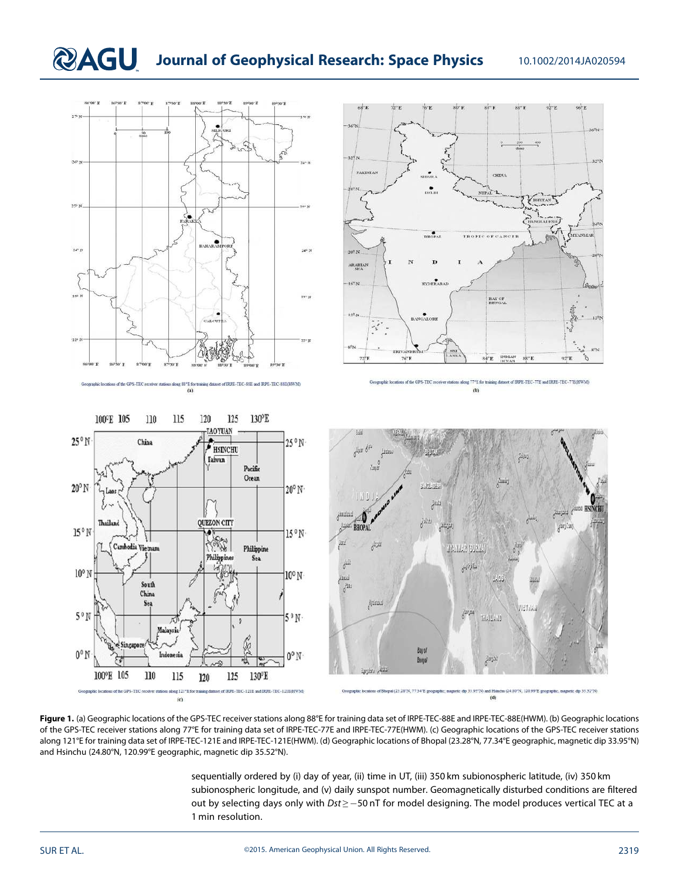Figure 1. (a) Geographic locations of the GPS-TEC receiver stations along 88°E for training data set of IRPE-TEC-88E and IRPE-TEC-88E(HWM). (b) Geographic locations of the GPS-TEC receiver stations along 77°E for training data set of IRPE-TEC-77E and IRPE-TEC-77E(HWM). (c) Geographic locations of the GPS-TEC receiver stations along 121°E for training data set of IRPE-TEC-121E and IRPE-TEC-121E(HWM). (d) Geographic locations of Bhopal (23.28°N, 77.34°E geographic, magnetic dip 33.95°N) and Hsinchu (24.80°N, 120.99°E geographic, magnetic dip 35.52°N).

sequentially ordered by (i) day of year, (ii) time in UT, (iii) 350 km subionospheric latitude, (iv) 350 km subionospheric longitude, and (v) daily sunspot number. Geomagnetically disturbed conditions are filtered out by selecting days only with $Dst \geq -50$ nT for model designing. The model produces vertical TEC at a 1 min resolution.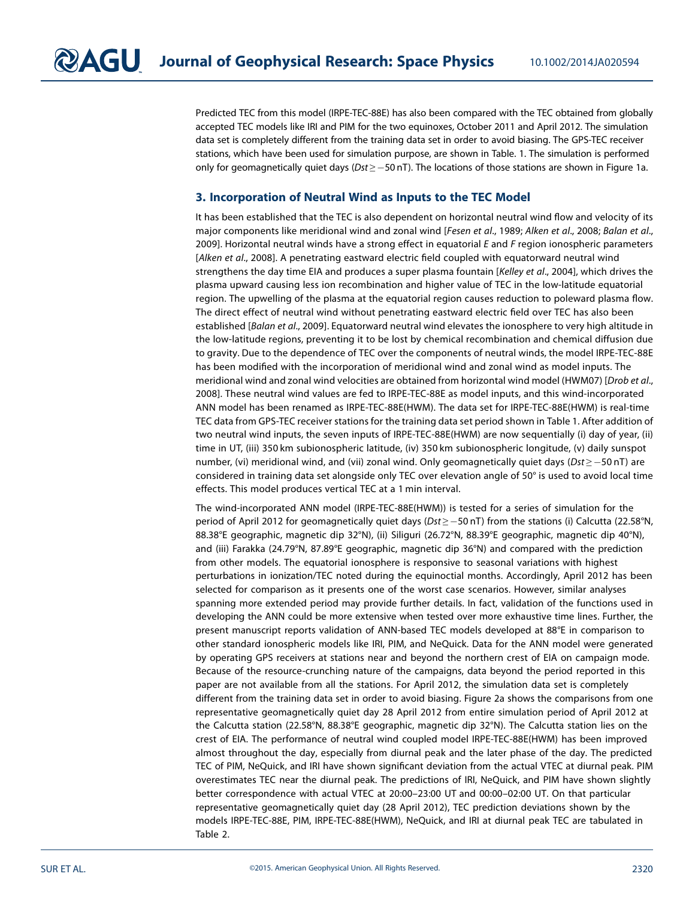Predicted TEC from this model (IRPE-TEC-88E) has also been compared with the TEC obtained from globally accepted TEC models like IRI and PIM for the two equinoxes, October 2011 and April 2012. The simulation data set is completely different from the training data set in order to avoid biasing. The GPS-TEC receiver stations, which have been used for simulation purpose, are shown in Table. 1. The simulation is performed only for geomagnetically quiet days ($Dst \geq -50$ nT). The locations of those stations are shown in Figure 1a.

## 3. Incorporation of Neutral Wind as Inputs to the TEC Model

It has been established that the TEC is also dependent on horizontal neutral wind flow and velocity of its major components like meridional wind and zonal wind [*Fesen et al*., 1989; *Alken et al*., 2008; *Balan et al*., 2009]. Horizontal neutral winds have a strong effect in equatorial *E* and *F* region ionospheric parameters [*Alken et al*., 2008]. A penetrating eastward electric field coupled with equatorward neutral wind strengthens the day time EIA and produces a super plasma fountain [*Kelley et al*., 2004], which drives the plasma upward causing less ion recombination and higher value of TEC in the low-latitude equatorial region. The upwelling of the plasma at the equatorial region causes reduction to poleward plasma flow. The direct effect of neutral wind without penetrating eastward electric field over TEC has also been established [*Balan et al*., 2009]. Equatorward neutral wind elevates the ionosphere to very high altitude in the low-latitude regions, preventing it to be lost by chemical recombination and chemical diffusion due to gravity. Due to the dependence of TEC over the components of neutral winds, the model IRPE-TEC-88E has been modified with the incorporation of meridional wind and zonal wind as model inputs. The meridional wind and zonal wind velocities are obtained from horizontal wind model (HWM07) [*Drob et al*., 2008]. These neutral wind values are fed to IRPE-TEC-88E as model inputs, and this wind-incorporated ANN model has been renamed as IRPE-TEC-88E(HWM). The data set for IRPE-TEC-88E(HWM) is real-time TEC data from GPS-TEC receiver stations for the training data set period shown in Table 1. After addition of two neutral wind inputs, the seven inputs of IRPE-TEC-88E(HWM) are now sequentially (i) day of year, (ii) time in UT, (iii) 350 km subionospheric latitude, (iv) 350 km subionospheric longitude, (v) daily sunspot number, (vi) meridional wind, and (vii) zonal wind. Only geomagnetically quiet days ($Dst \geq -50$ nT) are considered in training data set alongside only TEC over elevation angle of 50° is used to avoid local time effects. This model produces vertical TEC at a 1 min interval.

The wind-incorporated ANN model (IRPE-TEC-88E(HWM)) is tested for a series of simulation for the period of April 2012 for geomagnetically quiet days ($Dst \geq -50$ nT) from the stations (i) Calcutta (22.58°N, 88.38°E geographic, magnetic dip 32°N), (ii) Siliguri (26.72°N, 88.39°E geographic, magnetic dip 40°N), and (iii) Farakka (24.79°N, 87.89°E geographic, magnetic dip 36°N) and compared with the prediction from other models. The equatorial ionosphere is responsive to seasonal variations with highest perturbations in ionization/TEC noted during the equinoctial months. Accordingly, April 2012 has been selected for comparison as it presents one of the worst case scenarios. However, similar analyses spanning more extended period may provide further details. In fact, validation of the functions used in developing the ANN could be more extensive when tested over more exhaustive time lines. Further, the present manuscript reports validation of ANN-based TEC models developed at 88°E in comparison to other standard ionospheric models like IRI, PIM, and NeQuick. Data for the ANN model were generated by operating GPS receivers at stations near and beyond the northern crest of EIA on campaign mode. Because of the resource-crunching nature of the campaigns, data beyond the period reported in this paper are not available from all the stations. For April 2012, the simulation data set is completely different from the training data set in order to avoid biasing. Figure 2a shows the comparisons from one representative geomagnetically quiet day 28 April 2012 from entire simulation period of April 2012 at the Calcutta station (22.58°N, 88.38°E geographic, magnetic dip 32°N). The Calcutta station lies on the crest of EIA. The performance of neutral wind coupled model IRPE-TEC-88E(HWM) has been improved almost throughout the day, especially from diurnal peak and the later phase of the day. The predicted TEC of PIM, NeQuick, and IRI have shown significant deviation from the actual VTEC at diurnal peak. PIM overestimates TEC near the diurnal peak. The predictions of IRI, NeQuick, and PIM have shown slightly better correspondence with actual VTEC at 20:00–23:00 UT and 00:00–02:00 UT. On that particular representative geomagnetically quiet day (28 April 2012), TEC prediction deviations shown by the models IRPE-TEC-88E, PIM, IRPE-TEC-88E(HWM), NeQuick, and IRI at diurnal peak TEC are tabulated in Table 2.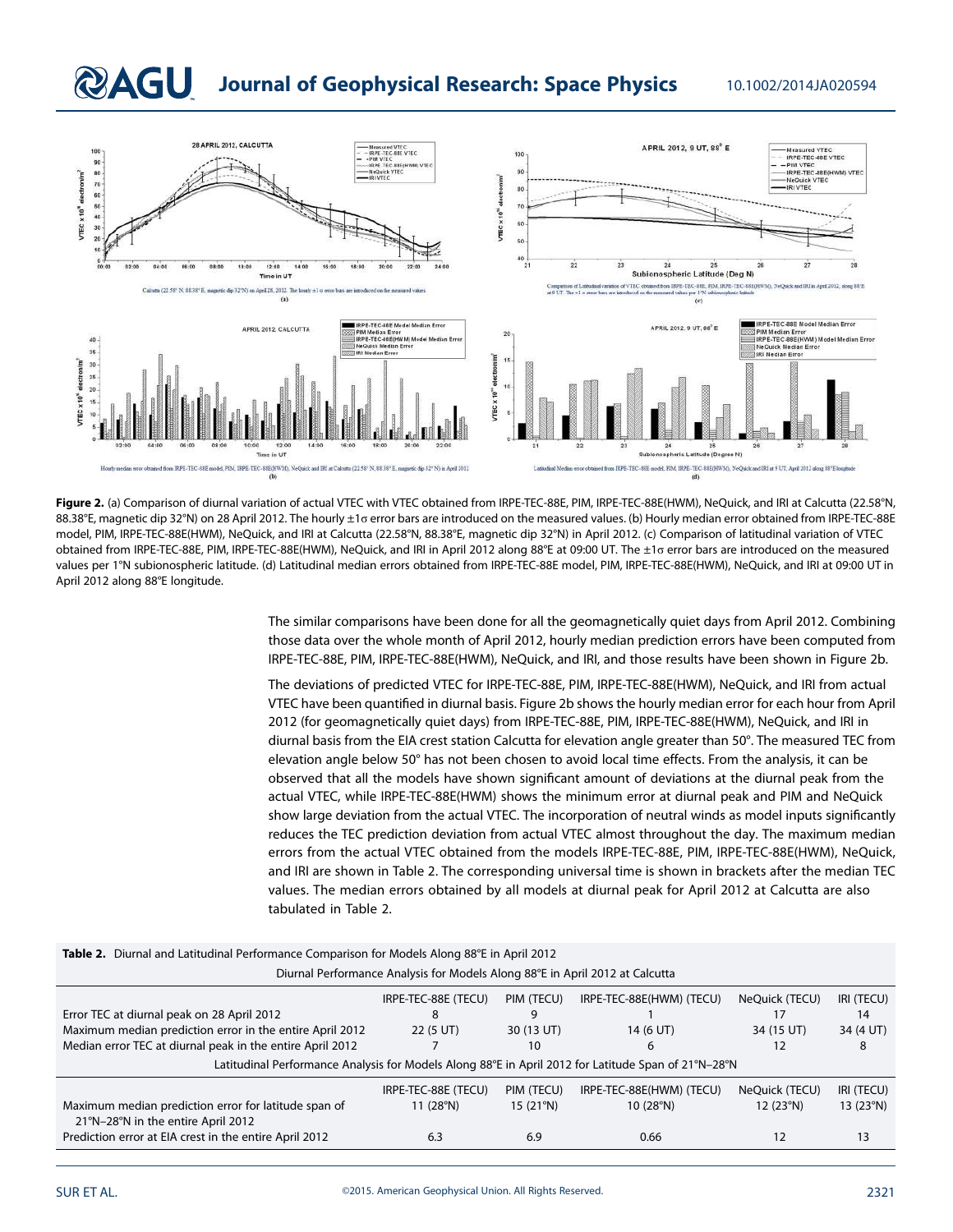**Figure 2.** (a) Comparison of diurnal variation of actual VTEC with VTEC obtained from IRPE-TEC-88E, PIM, IRPE-TEC-88E(HWM), NeQuick, and IRI at Calcutta (22.58°N, 88.38°E, magnetic dip 32°N) on 28 April 2012. The hourly ±1σ error bars are introduced on the measured values. (b) Hourly median error obtained from IRPE-TEC-88E model, PIM, IRPE-TEC-88E(HWM), NeQuick, and IRI at Calcutta (22.58°N, 88.38°E, magnetic dip 32°N) in April 2012. (c) Comparison of latitudinal variation of VTEC obtained from IRPE-TEC-88E, PIM, IRPE-TEC-88E(HWM), NeQuick, and IRI in April 2012 along 88°E at 09:00 UT. The ±1σ error bars are introduced on the measured values per 1°N subionospheric latitude. (d) Latitudinal median errors obtained from IRPE-TEC-88E model, PIM, IRPE-TEC-88E(HWM), NeQuick, and IRI at 09:00 UT in April 2012 along 88°E longitude.

The similar comparisons have been done for all the geomagnetically quiet days from April 2012. Combining those data over the whole month of April 2012, hourly median prediction errors have been computed from IRPE-TEC-88E, PIM, IRPE-TEC-88E(HWM), NeQuick, and IRI, and those results have been shown in Figure 2b.

The deviations of predicted VTEC for IRPE-TEC-88E, PIM, IRPE-TEC-88E(HWM), NeQuick, and IRI from actual VTEC have been quantified in diurnal basis. Figure 2b shows the hourly median error for each hour from April 2012 (for geomagnetically quiet days) from IRPE-TEC-88E, PIM, IRPE-TEC-88E(HWM), NeQuick, and IRI in diurnal basis from the EIA crest station Calcutta for elevation angle greater than 50°. The measured TEC from elevation angle below 50° has not been chosen to avoid local time effects. From the analysis, it can be observed that all the models have shown significant amount of deviations at the diurnal peak from the actual VTEC, while IRPE-TEC-88E(HWM) shows the minimum error at diurnal peak and PIM and NeQuick show large deviation from the actual VTEC. The incorporation of neutral winds as model inputs significantly reduces the TEC prediction deviation from actual VTEC almost throughout the day. The maximum median errors from the actual VTEC obtained from the models IRPE-TEC-88E, PIM, IRPE-TEC-88E(HWM), NeQuick, and IRI are shown in Table 2. The corresponding universal time is shown in brackets after the median TEC values. The median errors obtained by all models at diurnal peak for April 2012 at Calcutta are also tabulated in Table 2.

**Table 2.** Diurnal and Latitudinal Performance Comparison for Models Along 88°E in April 2012

| Diurnal Performance Analysis for Models Along 88°E in April 2012 at Calcutta | | | | | |
|---|---|---|---|---|---|
| | IRPE-TEC-88E (TECU) | PIM (TECU) | IRPE-TEC-88E(HWM) (TECU) | NeQuick (TECU) | IRI (TECU) |
| Error TEC at diurnal peak on 28 April 2012 | 8 | 9 | 1 | 17 | 14 |
| Maximum median prediction error in the entire April 2012 | 22 (5 UT) | 30 (13 UT) | 14 (6 UT) | 34 (15 UT) | 34 (4 UT) |
| Median error TEC at diurnal peak in the entire April 2012 | 7 | 10 | 6 | 12 | 8 |
| **Latitudinal Performance Analysis for Models Along 88°E in April 2012 for Latitude Span of 21°N–28°N** | | | | | |
| | IRPE-TEC-88E (TECU) | PIM (TECU) | IRPE-TEC-88E(HWM) (TECU) | NeQuick (TECU) | IRI (TECU) |
| Maximum median prediction error for latitude span of 21°N–28°N in the entire April 2012 | 11 (28°N) | 15 (21°N) | 10 (28°N) | 12 (23°N) | 13 (23°N) |
| Prediction error at EIA crest in the entire April 2012 | 6.3 | 6.9 | 0.66 | 12 | 13 |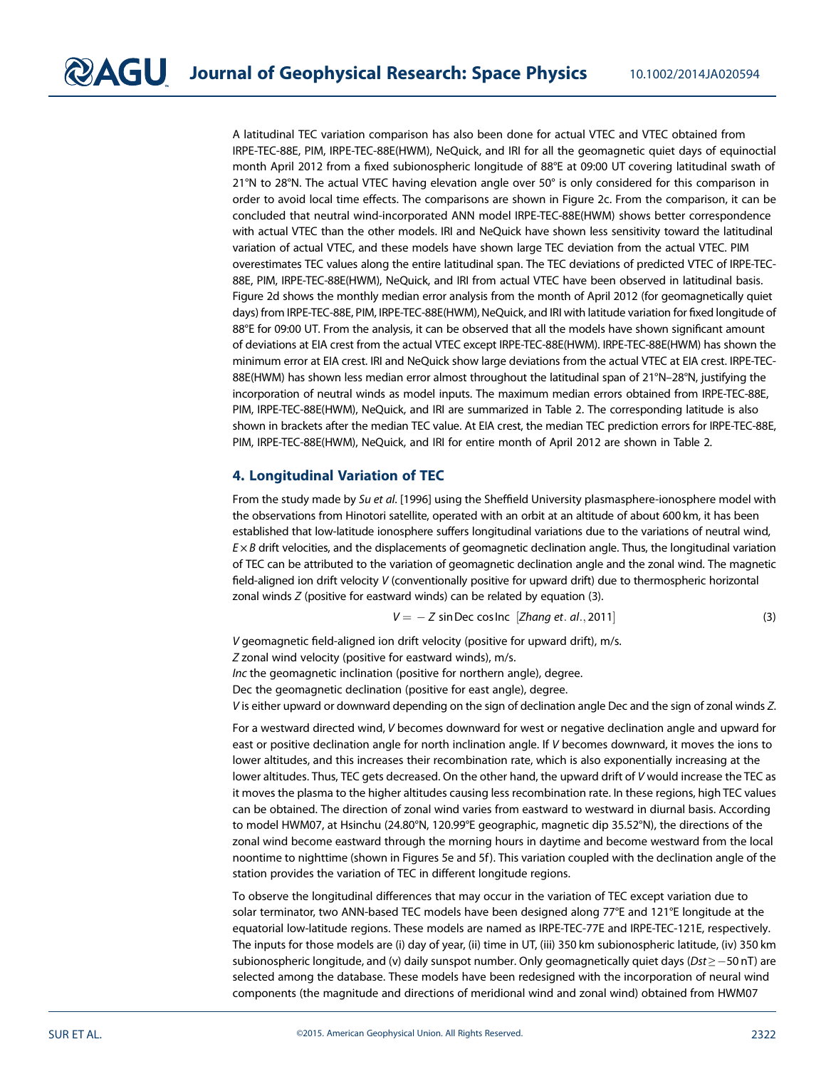A latitudinal TEC variation comparison has also been done for actual VTEC and VTEC obtained from IRPE-TEC-88E, PIM, IRPE-TEC-88E(HWM), NeQuick, and IRI for all the geomagnetic quiet days of equinoctial month April 2012 from a fixed subionospheric longitude of 88°E at 09:00 UT covering latitudinal swath of 21°N to 28°N. The actual VTEC having elevation angle over 50° is only considered for this comparison in order to avoid local time effects. The comparisons are shown in Figure 2c. From the comparison, it can be concluded that neutral wind-incorporated ANN model IRPE-TEC-88E(HWM) shows better correspondence with actual VTEC than the other models. IRI and NeQuick have shown less sensitivity toward the latitudinal variation of actual VTEC, and these models have shown large TEC deviation from the actual VTEC. PIM overestimates TEC values along the entire latitudinal span. The TEC deviations of predicted VTEC of IRPE-TEC-88E, PIM, IRPE-TEC-88E(HWM), NeQuick, and IRI from actual VTEC have been observed in latitudinal basis. Figure 2d shows the monthly median error analysis from the month of April 2012 (for geomagnetically quiet days) from IRPE-TEC-88E, PIM, IRPE-TEC-88E(HWM), NeQuick, and IRI with latitude variation for fixed longitude of 88°E for 09:00 UT. From the analysis, it can be observed that all the models have shown significant amount of deviations at EIA crest from the actual VTEC except IRPE-TEC-88E(HWM). IRPE-TEC-88E(HWM) has shown the minimum error at EIA crest. IRI and NeQuick show large deviations from the actual VTEC at EIA crest. IRPE-TEC-88E(HWM) has shown less median error almost throughout the latitudinal span of 21°N–28°N, justifying the incorporation of neutral winds as model inputs. The maximum median errors obtained from IRPE-TEC-88E, PIM, IRPE-TEC-88E(HWM), NeQuick, and IRI are summarized in Table 2. The corresponding latitude is also shown in brackets after the median TEC value. At EIA crest, the median TEC prediction errors for IRPE-TEC-88E, PIM, IRPE-TEC-88E(HWM), NeQuick, and IRI for entire month of April 2012 are shown in Table 2.

## 4. Longitudinal Variation of TEC

From the study made by *Su et al*. [1996] using the Sheffield University plasmasphere-ionosphere model with the observations from Hinotori satellite, operated with an orbit at an altitude of about 600 km, it has been established that low-latitude ionosphere suffers longitudinal variations due to the variations of neutral wind, $E \times B$ drift velocities, and the displacements of geomagnetic declination angle. Thus, the longitudinal variation of TEC can be attributed to the variation of geomagnetic declination angle and the zonal wind. The magnetic field-aligned ion drift velocity $V$ (conventionally positive for upward drift) due to thermospheric horizontal zonal winds $Z$ (positive for eastward winds) can be related by equation (3).

$$V = -Z \sin \mathrm{Dec} \cos \mathrm{Inc} \quad [Zhang\ et.\ al., 2011] \tag{3}$$

$V$ geomagnetic field-aligned ion drift velocity (positive for upward drift), m/s.
$Z$ zonal wind velocity (positive for eastward winds), m/s.
*Inc* the geomagnetic inclination (positive for northern angle), degree.
Dec the geomagnetic declination (positive for east angle), degree.
$V$ is either upward or downward depending on the sign of declination angle Dec and the sign of zonal winds $Z$.

For a westward directed wind, $V$ becomes downward for west or negative declination angle and upward for east or positive declination angle for north inclination angle. If $V$ becomes downward, it moves the ions to lower altitudes, and this increases their recombination rate, which is also exponentially increasing at the lower altitudes. Thus, TEC gets decreased. On the other hand, the upward drift of $V$ would increase the TEC as it moves the plasma to the higher altitudes causing less recombination rate. In these regions, high TEC values can be obtained. The direction of zonal wind varies from eastward to westward in diurnal basis. According to model HWM07, at Hsinchu (24.80°N, 120.99°E geographic, magnetic dip 35.52°N), the directions of the zonal wind become eastward through the morning hours in daytime and become westward from the local noontime to nighttime (shown in Figures 5e and 5f). This variation coupled with the declination angle of the station provides the variation of TEC in different longitude regions.

To observe the longitudinal differences that may occur in the variation of TEC except variation due to solar terminator, two ANN-based TEC models have been designed along 77°E and 121°E longitude at the equatorial low-latitude regions. These models are named as IRPE-TEC-77E and IRPE-TEC-121E, respectively. The inputs for those models are (i) day of year, (ii) time in UT, (iii) 350 km subionospheric latitude, (iv) 350 km subionospheric longitude, and (v) daily sunspot number. Only geomagnetically quiet days ($Dst \geq -50$ nT) are selected among the database. These models have been redesigned with the incorporation of neural wind components (the magnitude and directions of meridional wind and zonal wind) obtained from HWM07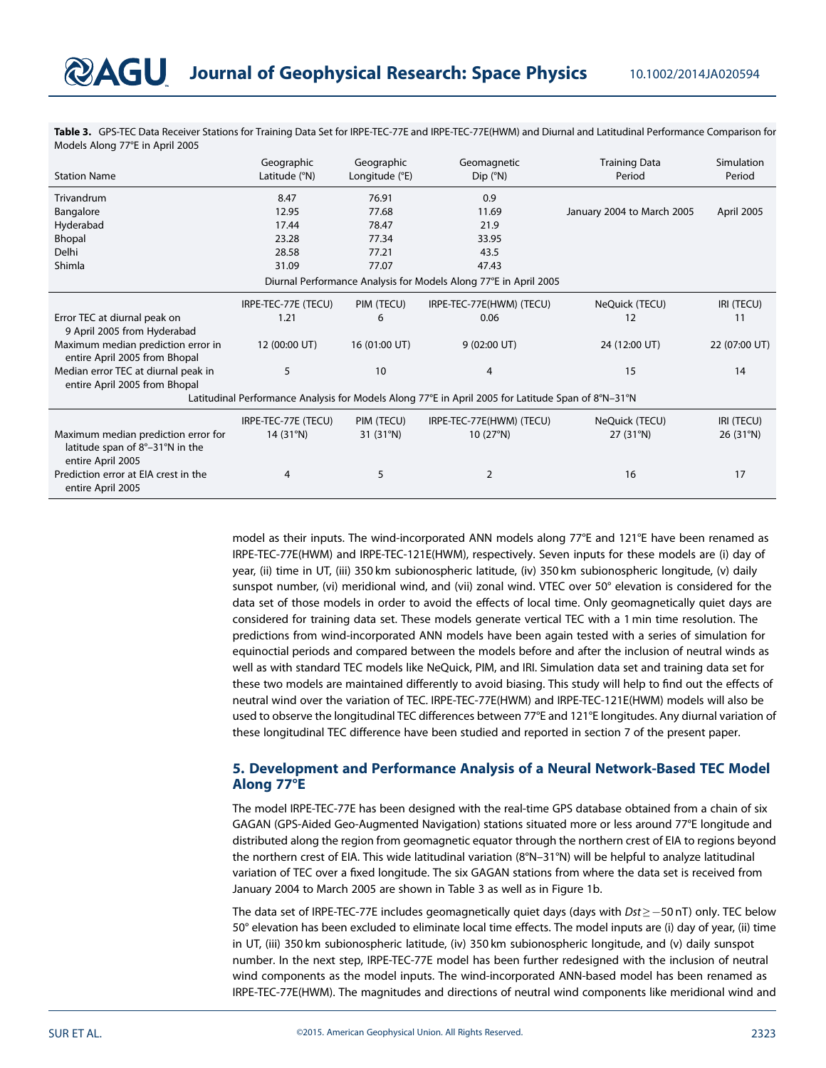**Table 3.** GPS-TEC Data Receiver Stations for Training Data Set for IRPE-TEC-77E and IRPE-TEC-77E(HWM) and Diurnal and Latitudinal Performance Comparison for Models Along 77°E in April 2005

| Station Name | Geographic Latitude (°N) | Geographic Longitude (°E) | Geomagnetic Dip (°N) | Training Data Period | Simulation Period |
|---|---|---|---|---|---|
| Trivandrum | 8.47 | 76.91 | 0.9 | | |
| Bangalore | 12.95 | 77.68 | 11.69 | January 2004 to March 2005 | April 2005 |
| Hyderabad | 17.44 | 78.47 | 21.9 | | |
| Bhopal | 23.28 | 77.34 | 33.95 | | |
| Delhi | 28.58 | 77.21 | 43.5 | | |
| Shimla | 31.09 | 77.07 | 47.43 | | |
| *Diurnal Performance Analysis for Models Along 77°E in April 2005* | | | | | |
| | IRPE-TEC-77E (TECU) | PIM (TECU) | IRPE-TEC-77E(HWM) (TECU) | NeQuick (TECU) | IRI (TECU) |
| Error TEC at diurnal peak on 9 April 2005 from Hyderabad | 1.21 | 6 | 0.06 | 12 | 11 |
| Maximum median prediction error in entire April 2005 from Bhopal | 12 (00:00 UT) | 16 (01:00 UT) | 9 (02:00 UT) | 24 (12:00 UT) | 22 (07:00 UT) |
| Median error TEC at diurnal peak in entire April 2005 from Bhopal | 5 | 10 | 4 | 15 | 14 |
| *Latitudinal Performance Analysis for Models Along 77°E in April 2005 for Latitude Span of 8°N–31°N* | | | | | |
| | IRPE-TEC-77E (TECU) | PIM (TECU) | IRPE-TEC-77E(HWM) (TECU) | NeQuick (TECU) | IRI (TECU) |
| Maximum median prediction error for latitude span of 8°–31°N in the entire April 2005 | 14 (31°N) | 31 (31°N) | 10 (27°N) | 27 (31°N) | 26 (31°N) |
| Prediction error at EIA crest in the entire April 2005 | 4 | 5 | 2 | 16 | 17 |

model as their inputs. The wind-incorporated ANN models along 77°E and 121°E have been renamed as IRPE-TEC-77E(HWM) and IRPE-TEC-121E(HWM), respectively. Seven inputs for these models are (i) day of year, (ii) time in UT, (iii) 350 km subionospheric latitude, (iv) 350 km subionospheric longitude, (v) daily sunspot number, (vi) meridional wind, and (vii) zonal wind. VTEC over 50° elevation is considered for the data set of those models in order to avoid the effects of local time. Only geomagnetically quiet days are considered for training data set. These models generate vertical TEC with a 1 min time resolution. The predictions from wind-incorporated ANN models have been again tested with a series of simulation for equinoctial periods and compared between the models before and after the inclusion of neutral winds as well as with standard TEC models like NeQuick, PIM, and IRI. Simulation data set and training data set for these two models are maintained differently to avoid biasing. This study will help to find out the effects of neutral wind over the variation of TEC. IRPE-TEC-77E(HWM) and IRPE-TEC-121E(HWM) models will also be used to observe the longitudinal TEC differences between 77°E and 121°E longitudes. Any diurnal variation of these longitudinal TEC difference have been studied and reported in section 7 of the present paper.

## 5. Development and Performance Analysis of a Neural Network-Based TEC Model Along 77°E

The model IRPE-TEC-77E has been designed with the real-time GPS database obtained from a chain of six GAGAN (GPS-Aided Geo-Augmented Navigation) stations situated more or less around 77°E longitude and distributed along the region from geomagnetic equator through the northern crest of EIA to regions beyond the northern crest of EIA. This wide latitudinal variation (8°N–31°N) will be helpful to analyze latitudinal variation of TEC over a fixed longitude. The six GAGAN stations from where the data set is received from January 2004 to March 2005 are shown in Table 3 as well as in Figure 1b.

The data set of IRPE-TEC-77E includes geomagnetically quiet days (days with $Dst \geq -50$ nT) only. TEC below 50° elevation has been excluded to eliminate local time effects. The model inputs are (i) day of year, (ii) time in UT, (iii) 350 km subionospheric latitude, (iv) 350 km subionospheric longitude, and (v) daily sunspot number. In the next step, IRPE-TEC-77E model has been further redesigned with the inclusion of neutral wind components as the model inputs. The wind-incorporated ANN-based model has been renamed as IRPE-TEC-77E(HWM). The magnitudes and directions of neutral wind components like meridional wind and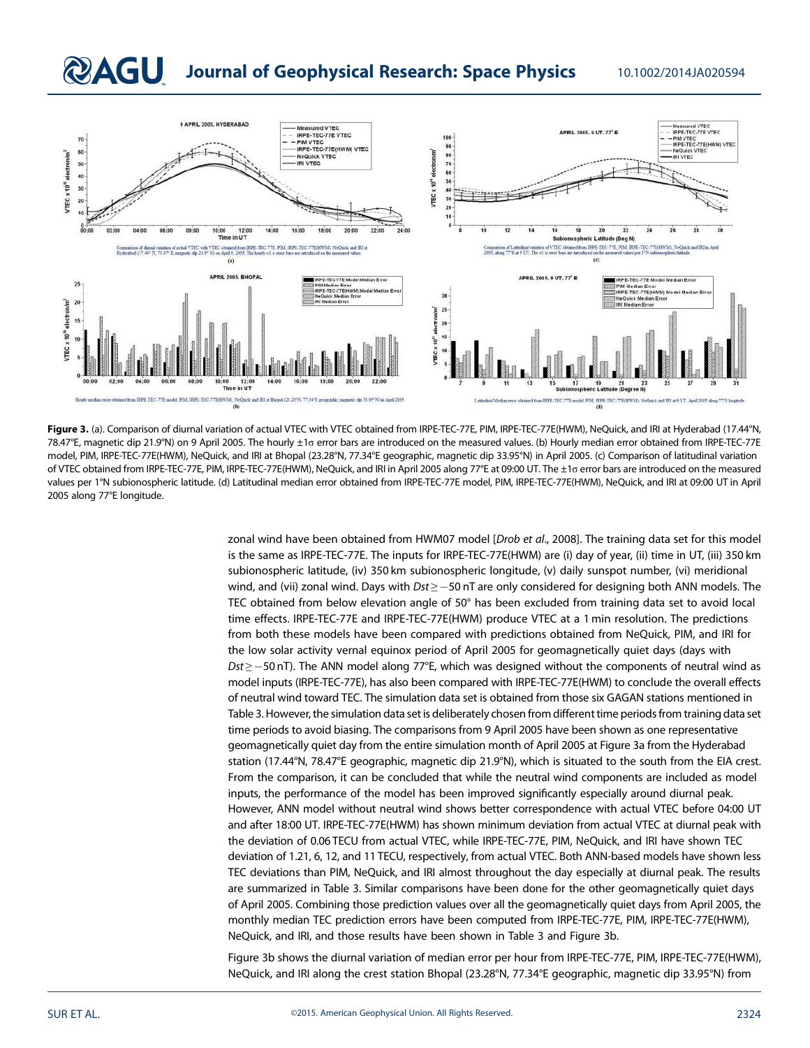**Figure 3.** (a). Comparison of diurnal variation of actual VTEC with VTEC obtained from IRPE-TEC-77E, PIM, IRPE-TEC-77E(HWM), NeQuick, and IRI at Hyderabad (17.44°N, 78.47°E, magnetic dip 21.9°N) on 9 April 2005. The hourly ±1σ error bars are introduced on the measured values. (b) Hourly median error obtained from IRPE-TEC-77E model, PIM, IRPE-TEC-77E(HWM), NeQuick, and IRI at Bhopal (23.28°N, 77.34°E geographic, magnetic dip 33.95°N) in April 2005. (c) Comparison of latitudinal variation of VTEC obtained from IRPE-TEC-77E, PIM, IRPE-TEC-77E(HWM), NeQuick, and IRI in April 2005 along 77°E at 09:00 UT. The ±1σ error bars are introduced on the measured values per 1°N subionospheric latitude. (d) Latitudinal median error obtained from IRPE-TEC-77E model, PIM, IRPE-TEC-77E(HWM), NeQuick, and IRI at 09:00 UT in April 2005 along 77°E longitude.

zonal wind have been obtained from HWM07 model [*Drob et al*., 2008]. The training data set for this model is the same as IRPE-TEC-77E. The inputs for IRPE-TEC-77E(HWM) are (i) day of year, (ii) time in UT, (iii) 350 km subionospheric latitude, (iv) 350 km subionospheric longitude, (v) daily sunspot number, (vi) meridional wind, and (vii) zonal wind. Days with $Dst \geq -50$ nT are only considered for designing both ANN models. The TEC obtained from below elevation angle of 50° has been excluded from training data set to avoid local time effects. IRPE-TEC-77E and IRPE-TEC-77E(HWM) produce VTEC at a 1 min resolution. The predictions from both these models have been compared with predictions obtained from NeQuick, PIM, and IRI for the low solar activity vernal equinox period of April 2005 for geomagnetically quiet days (days with $Dst \geq -50$ nT). The ANN model along 77°E, which was designed without the components of neutral wind as model inputs (IRPE-TEC-77E), has also been compared with IRPE-TEC-77E(HWM) to conclude the overall effects of neutral wind toward TEC. The simulation data set is obtained from those six GAGAN stations mentioned in Table 3. However, the simulation data set is deliberately chosen from different time periods from training data set time periods to avoid biasing. The comparisons from 9 April 2005 have been shown as one representative geomagnetically quiet day from the entire simulation month of April 2005 at Figure 3a from the Hyderabad station (17.44°N, 78.47°E geographic, magnetic dip 21.9°N), which is situated to the south from the EIA crest. From the comparison, it can be concluded that while the neutral wind components are included as model inputs, the performance of the model has been improved significantly especially around diurnal peak. However, ANN model without neutral wind shows better correspondence with actual VTEC before 04:00 UT and after 18:00 UT. IRPE-TEC-77E(HWM) has shown minimum deviation from actual VTEC at diurnal peak with the deviation of 0.06 TECU from actual VTEC, while IRPE-TEC-77E, PIM, NeQuick, and IRI have shown TEC deviation of 1.21, 6, 12, and 11 TECU, respectively, from actual VTEC. Both ANN-based models have shown less TEC deviations than PIM, NeQuick, and IRI almost throughout the day especially at diurnal peak. The results are summarized in Table 3. Similar comparisons have been done for the other geomagnetically quiet days of April 2005. Combining those prediction values over all the geomagnetically quiet days from April 2005, the monthly median TEC prediction errors have been computed from IRPE-TEC-77E, PIM, IRPE-TEC-77E(HWM), NeQuick, and IRI, and those results have been shown in Table 3 and Figure 3b.

Figure 3b shows the diurnal variation of median error per hour from IRPE-TEC-77E, PIM, IRPE-TEC-77E(HWM), NeQuick, and IRI along the crest station Bhopal (23.28°N, 77.34°E geographic, magnetic dip 33.95°N) from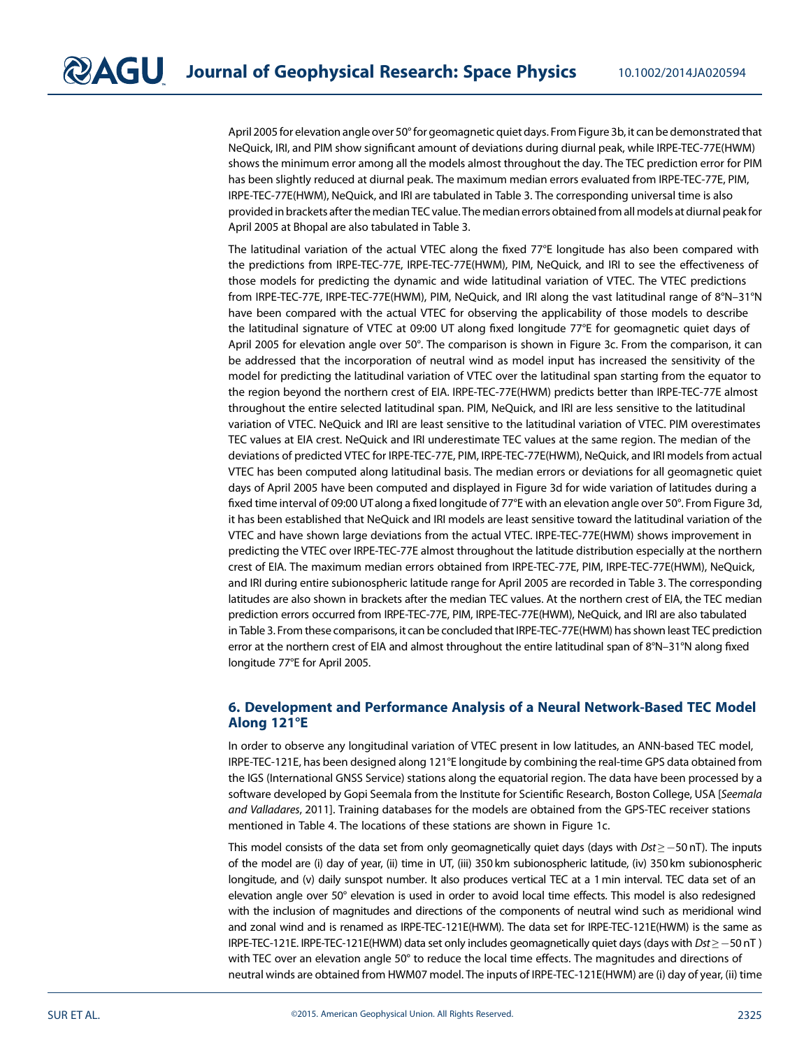April 2005 for elevation angle over 50° for geomagnetic quiet days. From Figure 3b, it can be demonstrated that NeQuick, IRI, and PIM show significant amount of deviations during diurnal peak, while IRPE-TEC-77E(HWM) shows the minimum error among all the models almost throughout the day. The TEC prediction error for PIM has been slightly reduced at diurnal peak. The maximum median errors evaluated from IRPE-TEC-77E, PIM, IRPE-TEC-77E(HWM), NeQuick, and IRI are tabulated in Table 3. The corresponding universal time is also provided in brackets after the median TEC value. The median errors obtained from all models at diurnal peak for April 2005 at Bhopal are also tabulated in Table 3.

The latitudinal variation of the actual VTEC along the fixed 77°E longitude has also been compared with the predictions from IRPE-TEC-77E, IRPE-TEC-77E(HWM), PIM, NeQuick, and IRI to see the effectiveness of those models for predicting the dynamic and wide latitudinal variation of VTEC. The VTEC predictions from IRPE-TEC-77E, IRPE-TEC-77E(HWM), PIM, NeQuick, and IRI along the vast latitudinal range of 8°N–31°N have been compared with the actual VTEC for observing the applicability of those models to describe the latitudinal signature of VTEC at 09:00 UT along fixed longitude 77°E for geomagnetic quiet days of April 2005 for elevation angle over 50°. The comparison is shown in Figure 3c. From the comparison, it can be addressed that the incorporation of neutral wind as model input has increased the sensitivity of the model for predicting the latitudinal variation of VTEC over the latitudinal span starting from the equator to the region beyond the northern crest of EIA. IRPE-TEC-77E(HWM) predicts better than IRPE-TEC-77E almost throughout the entire selected latitudinal span. PIM, NeQuick, and IRI are less sensitive to the latitudinal variation of VTEC. NeQuick and IRI are least sensitive to the latitudinal variation of VTEC. PIM overestimates TEC values at EIA crest. NeQuick and IRI underestimate TEC values at the same region. The median of the deviations of predicted VTEC for IRPE-TEC-77E, PIM, IRPE-TEC-77E(HWM), NeQuick, and IRI models from actual VTEC has been computed along latitudinal basis. The median errors or deviations for all geomagnetic quiet days of April 2005 have been computed and displayed in Figure 3d for wide variation of latitudes during a fixed time interval of 09:00 UT along a fixed longitude of 77°E with an elevation angle over 50°. From Figure 3d, it has been established that NeQuick and IRI models are least sensitive toward the latitudinal variation of the VTEC and have shown large deviations from the actual VTEC. IRPE-TEC-77E(HWM) shows improvement in predicting the VTEC over IRPE-TEC-77E almost throughout the latitude distribution especially at the northern crest of EIA. The maximum median errors obtained from IRPE-TEC-77E, PIM, IRPE-TEC-77E(HWM), NeQuick, and IRI during entire subionospheric latitude range for April 2005 are recorded in Table 3. The corresponding latitudes are also shown in brackets after the median TEC values. At the northern crest of EIA, the TEC median prediction errors occurred from IRPE-TEC-77E, PIM, IRPE-TEC-77E(HWM), NeQuick, and IRI are also tabulated in Table 3. From these comparisons, it can be concluded that IRPE-TEC-77E(HWM) has shown least TEC prediction error at the northern crest of EIA and almost throughout the entire latitudinal span of 8°N–31°N along fixed longitude 77°E for April 2005.

## 6. Development and Performance Analysis of a Neural Network-Based TEC Model Along 121°E

In order to observe any longitudinal variation of VTEC present in low latitudes, an ANN-based TEC model, IRPE-TEC-121E, has been designed along 121°E longitude by combining the real-time GPS data obtained from the IGS (International GNSS Service) stations along the equatorial region. The data have been processed by a software developed by Gopi Seemala from the Institute for Scientific Research, Boston College, USA [*Seemala and Valladares*, 2011]. Training databases for the models are obtained from the GPS-TEC receiver stations mentioned in Table 4. The locations of these stations are shown in Figure 1c.

This model consists of the data set from only geomagnetically quiet days (days with $Dst \geq -50$ nT). The inputs of the model are (i) day of year, (ii) time in UT, (iii) 350 km subionospheric latitude, (iv) 350 km subionospheric longitude, and (v) daily sunspot number. It also produces vertical TEC at a 1 min interval. TEC data set of an elevation angle over 50° elevation is used in order to avoid local time effects. This model is also redesigned with the inclusion of magnitudes and directions of the components of neutral wind such as meridional wind and zonal wind and is renamed as IRPE-TEC-121E(HWM). The data set for IRPE-TEC-121E(HWM) is the same as IRPE-TEC-121E. IRPE-TEC-121E(HWM) data set only includes geomagnetically quiet days (days with $Dst \geq -50$ nT) with TEC over an elevation angle 50° to reduce the local time effects. The magnitudes and directions of neutral winds are obtained from HWM07 model. The inputs of IRPE-TEC-121E(HWM) are (i) day of year, (ii) time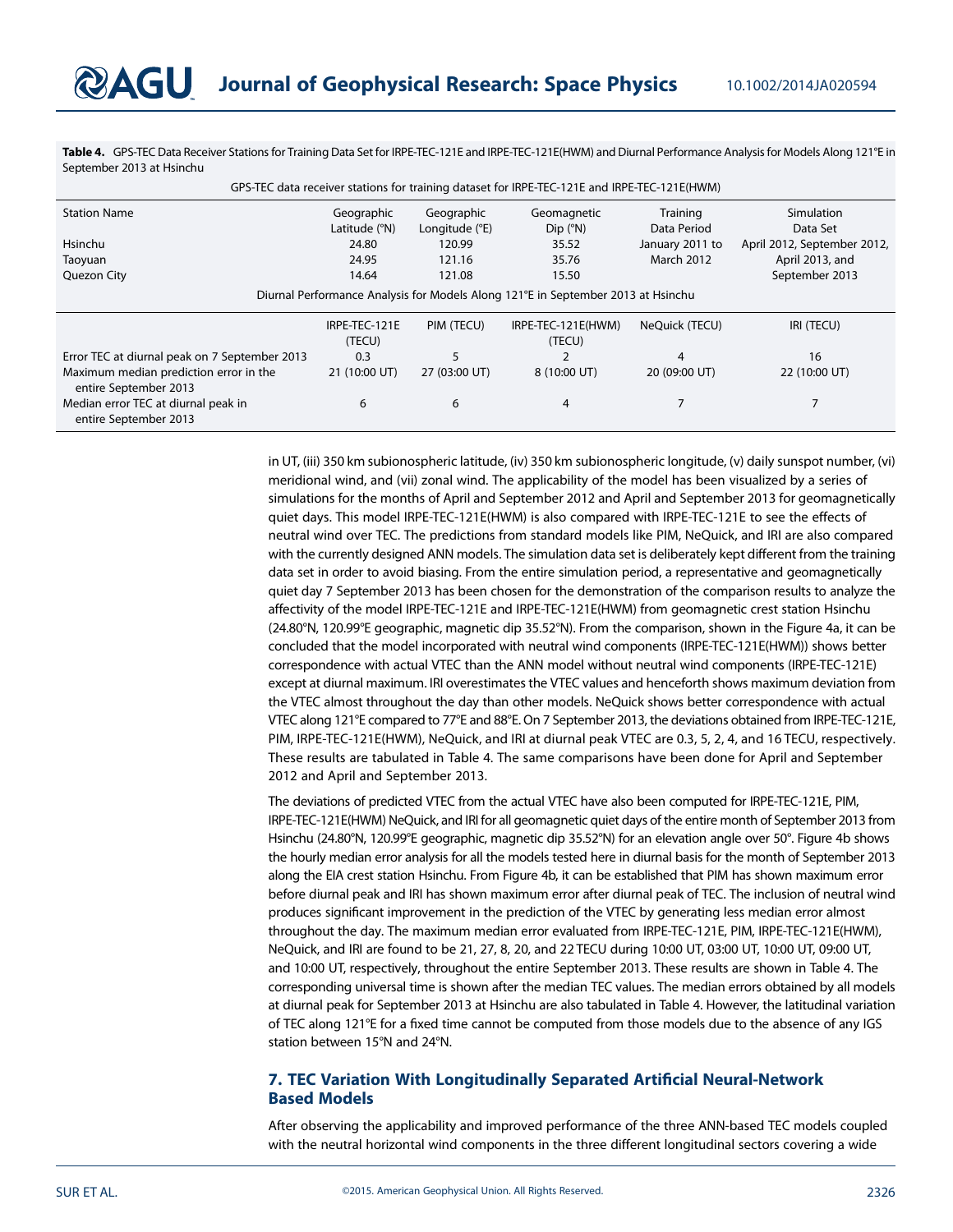**Table 4.** GPS-TEC Data Receiver Stations for Training Data Set for IRPE-TEC-121E and IRPE-TEC-121E(HWM) and Diurnal Performance Analysis for Models Along 121°E in September 2013 at Hsinchu

| GPS-TEC data receiver stations for training dataset for IRPE-TEC-121E and IRPE-TEC-121E(HWM) | | | | | |
|---|---|---|---|---|---|
| Station Name | Geographic Latitude (°N) | Geographic Longitude (°E) | Geomagnetic Dip (°N) | Training Data Period | Simulation Data Set |
| Hsinchu | 24.80 | 120.99 | 35.52 | January 2011 to March 2012 | April 2012, September 2012, April 2013, and September 2013 |
| Taoyuan | 24.95 | 121.16 | 35.76 | | |
| Quezon City | 14.64 | 121.08 | 15.50 | | |
| **Diurnal Performance Analysis for Models Along 121°E in September 2013 at Hsinchu** | | | | | |
| | IRPE-TEC-121E (TECU) | PIM (TECU) | IRPE-TEC-121E(HWM) (TECU) | NeQuick (TECU) | IRI (TECU) |
| Error TEC at diurnal peak on 7 September 2013 | 0.3 | 5 | 2 | 4 | 16 |
| Maximum median prediction error in the entire September 2013 | 21 (10:00 UT) | 27 (03:00 UT) | 8 (10:00 UT) | 20 (09:00 UT) | 22 (10:00 UT) |
| Median error TEC at diurnal peak in entire September 2013 | 6 | 6 | 4 | 7 | 7 |

in UT, (iii) 350 km subionospheric latitude, (iv) 350 km subionospheric longitude, (v) daily sunspot number, (vi) meridional wind, and (vii) zonal wind. The applicability of the model has been visualized by a series of simulations for the months of April and September 2012 and April and September 2013 for geomagnetically quiet days. This model IRPE-TEC-121E(HWM) is also compared with IRPE-TEC-121E to see the effects of neutral wind over TEC. The predictions from standard models like PIM, NeQuick, and IRI are also compared with the currently designed ANN models. The simulation data set is deliberately kept different from the training data set in order to avoid biasing. From the entire simulation period, a representative and geomagnetically quiet day 7 September 2013 has been chosen for the demonstration of the comparison results to analyze the affectivity of the model IRPE-TEC-121E and IRPE-TEC-121E(HWM) from geomagnetic crest station Hsinchu (24.80°N, 120.99°E geographic, magnetic dip 35.52°N). From the comparison, shown in the Figure 4a, it can be concluded that the model incorporated with neutral wind components (IRPE-TEC-121E(HWM)) shows better correspondence with actual VTEC than the ANN model without neutral wind components (IRPE-TEC-121E) except at diurnal maximum. IRI overestimates the VTEC values and henceforth shows maximum deviation from the VTEC almost throughout the day than other models. NeQuick shows better correspondence with actual VTEC along 121°E compared to 77°E and 88°E. On 7 September 2013, the deviations obtained from IRPE-TEC-121E, PIM, IRPE-TEC-121E(HWM), NeQuick, and IRI at diurnal peak VTEC are 0.3, 5, 2, 4, and 16 TECU, respectively. These results are tabulated in Table 4. The same comparisons have been done for April and September 2012 and April and September 2013.

The deviations of predicted VTEC from the actual VTEC have also been computed for IRPE-TEC-121E, PIM, IRPE-TEC-121E(HWM) NeQuick, and IRI for all geomagnetic quiet days of the entire month of September 2013 from Hsinchu (24.80°N, 120.99°E geographic, magnetic dip 35.52°N) for an elevation angle over 50°. Figure 4b shows the hourly median error analysis for all the models tested here in diurnal basis for the month of September 2013 along the EIA crest station Hsinchu. From Figure 4b, it can be established that PIM has shown maximum error before diurnal peak and IRI has shown maximum error after diurnal peak of TEC. The inclusion of neutral wind produces significant improvement in the prediction of the VTEC by generating less median error almost throughout the day. The maximum median error evaluated from IRPE-TEC-121E, PIM, IRPE-TEC-121E(HWM), NeQuick, and IRI are found to be 21, 27, 8, 20, and 22 TECU during 10:00 UT, 03:00 UT, 10:00 UT, 09:00 UT, and 10:00 UT, respectively, throughout the entire September 2013. These results are shown in Table 4. The corresponding universal time is shown after the median TEC values. The median errors obtained by all models at diurnal peak for September 2013 at Hsinchu are also tabulated in Table 4. However, the latitudinal variation of TEC along 121°E for a fixed time cannot be computed from those models due to the absence of any IGS station between 15°N and 24°N.

## 7. TEC Variation With Longitudinally Separated Artificial Neural-Network Based Models

After observing the applicability and improved performance of the three ANN-based TEC models coupled with the neutral horizontal wind components in the three different longitudinal sectors covering a wide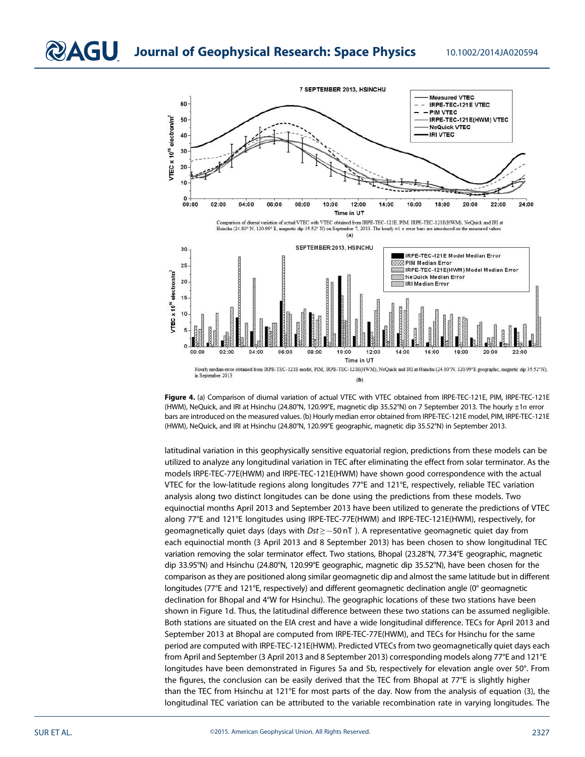**Figure 4.** (a) Comparison of diurnal variation of actual VTEC with VTEC obtained from IRPE-TEC-121E, PIM, IRPE-TEC-121E (HWM), NeQuick, and IRI at Hsinchu (24.80°N, 120.99°E, magnetic dip 35.52°N) on 7 September 2013. The hourly ±1σ error bars are introduced on the measured values. (b) Hourly median error obtained from IRPE-TEC-121E model, PIM, IRPE-TEC-121E (HWM), NeQuick, and IRI at Hsinchu (24.80°N, 120.99°E geographic, magnetic dip 35.52°N) in September 2013.

latitudinal variation in this geophysically sensitive equatorial region, predictions from these models can be utilized to analyze any longitudinal variation in TEC after eliminating the effect from solar terminator. As the models IRPE-TEC-77E(HWM) and IRPE-TEC-121E(HWM) have shown good correspondence with the actual VTEC for the low-latitude regions along longitudes 77°E and 121°E, respectively, reliable TEC variation analysis along two distinct longitudes can be done using the predictions from these models. Two equinoctial months April 2013 and September 2013 have been utilized to generate the predictions of VTEC along 77°E and 121°E longitudes using IRPE-TEC-77E(HWM) and IRPE-TEC-121E(HWM), respectively, for geomagnetically quiet days (days with $Dst \geq -50$ nT ). A representative geomagnetic quiet day from each equinoctial month (3 April 2013 and 8 September 2013) has been chosen to show longitudinal TEC variation removing the solar terminator effect. Two stations, Bhopal (23.28°N, 77.34°E geographic, magnetic dip 33.95°N) and Hsinchu (24.80°N, 120.99°E geographic, magnetic dip 35.52°N), have been chosen for the comparison as they are positioned along similar geomagnetic dip and almost the same latitude but in different longitudes (77°E and 121°E, respectively) and different geomagnetic declination angle (0° geomagnetic declination for Bhopal and 4°W for Hsinchu). The geographic locations of these two stations have been shown in Figure 1d. Thus, the latitudinal difference between these two stations can be assumed negligible. Both stations are situated on the EIA crest and have a wide longitudinal difference. TECs for April 2013 and September 2013 at Bhopal are computed from IRPE-TEC-77E(HWM), and TECs for Hsinchu for the same period are computed with IRPE-TEC-121E(HWM). Predicted VTECs from two geomagnetically quiet days each from April and September (3 April 2013 and 8 September 2013) corresponding models along 77°E and 121°E longitudes have been demonstrated in Figures 5a and 5b, respectively for elevation angle over 50°. From the figures, the conclusion can be easily derived that the TEC from Bhopal at 77°E is slightly higher than the TEC from Hsinchu at 121°E for most parts of the day. Now from the analysis of equation (3), the longitudinal TEC variation can be attributed to the variable recombination rate in varying longitudes. The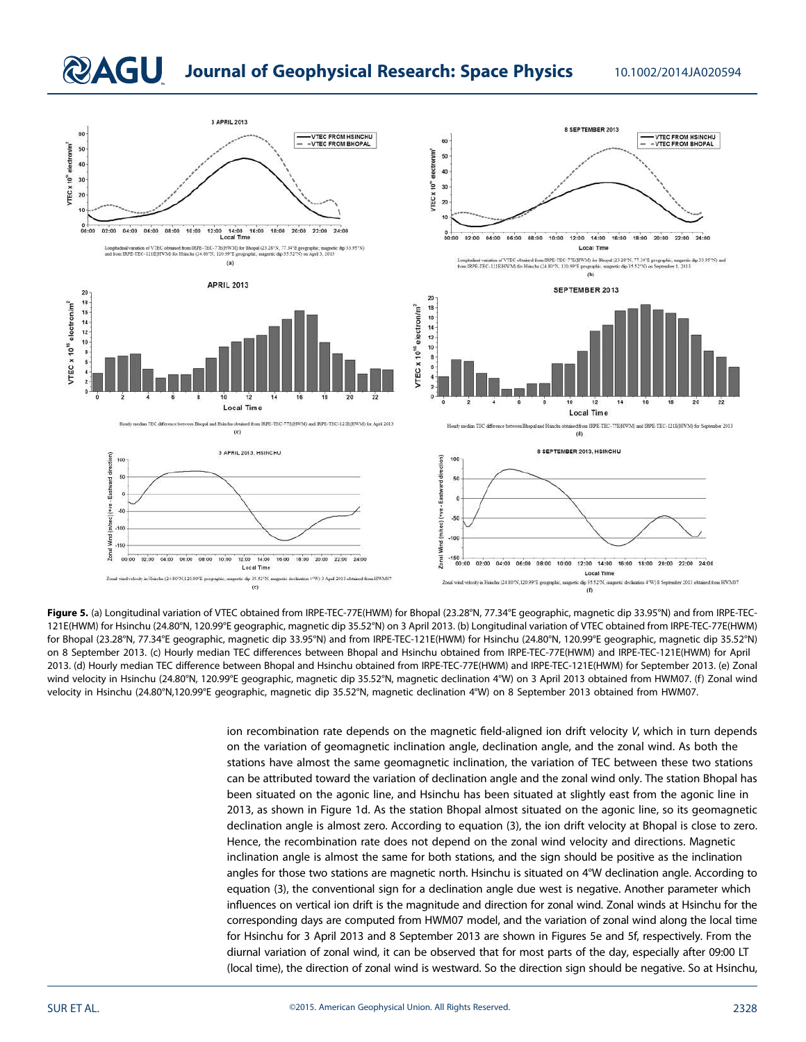**Figure 5.** (a) Longitudinal variation of VTEC obtained from IRPE-TEC-77E(HWM) for Bhopal (23.28°N, 77.34°E geographic, magnetic dip 33.95°N) and from IRPE-TEC-121E(HWM) for Hsinchu (24.80°N, 120.99°E geographic, magnetic dip 35.52°N) on 3 April 2013. (b) Longitudinal variation of VTEC obtained from IRPE-TEC-77E(HWM) for Bhopal (23.28°N, 77.34°E geographic, magnetic dip 33.95°N) and from IRPE-TEC-121E(HWM) for Hsinchu (24.80°N, 120.99°E geographic, magnetic dip 35.52°N) on 8 September 2013. (c) Hourly median TEC differences between Bhopal and Hsinchu obtained from IRPE-TEC-77E(HWM) and IRPE-TEC-121E(HWM) for April 2013. (d) Hourly median TEC difference between Bhopal and Hsinchu obtained from IRPE-TEC-77E(HWM) and IRPE-TEC-121E(HWM) for September 2013. (e) Zonal wind velocity in Hsinchu (24.80°N, 120.99°E geographic, magnetic dip 35.52°N, magnetic declination 4°W) on 3 April 2013 obtained from HWM07. (f) Zonal wind velocity in Hsinchu (24.80°N,120.99°E geographic, magnetic dip 35.52°N, magnetic declination 4°W) on 8 September 2013 obtained from HWM07.

ion recombination rate depends on the magnetic field-aligned ion drift velocity $V$, which in turn depends on the variation of geomagnetic inclination angle, declination angle, and the zonal wind. As both the stations have almost the same geomagnetic inclination, the variation of TEC between these two stations can be attributed toward the variation of declination angle and the zonal wind only. The station Bhopal has been situated on the agonic line, and Hsinchu has been situated at slightly east from the agonic line in 2013, as shown in Figure 1d. As the station Bhopal almost situated on the agonic line, so its geomagnetic declination angle is almost zero. According to equation (3), the ion drift velocity at Bhopal is close to zero. Hence, the recombination rate does not depend on the zonal wind velocity and directions. Magnetic inclination angle is almost the same for both stations, and the sign should be positive as the inclination angles for those two stations are magnetic north. Hsinchu is situated on 4°W declination angle. According to equation (3), the conventional sign for a declination angle due west is negative. Another parameter which influences on vertical ion drift is the magnitude and direction for zonal wind. Zonal winds at Hsinchu for the corresponding days are computed from HWM07 model, and the variation of zonal wind along the local time for Hsinchu for 3 April 2013 and 8 September 2013 are shown in Figures 5e and 5f, respectively. From the diurnal variation of zonal wind, it can be observed that for most parts of the day, especially after 09:00 LT (local time), the direction of zonal wind is westward. So the direction sign should be negative. So at Hsinchu,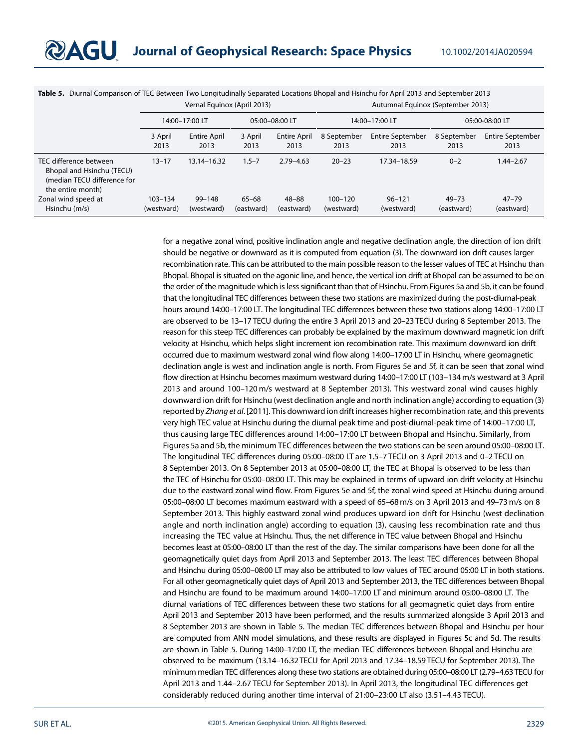**Table 5.** Diurnal Comparison of TEC Between Two Longitudinally Separated Locations Bhopal and Hsinchu for April 2013 and September 2013

| | Vernal Equinox (April 2013) | | | | Autumnal Equinox (September 2013) | | | |
|---|---|---|---|---|---|---|---|---|
| | 14:00–17:00 LT | | 05:00–08:00 LT | | 14:00–17:00 LT | | 05:00–08:00 LT | |
| | 3 April 2013 | Entire April 2013 | 3 April 2013 | Entire April 2013 | 8 September 2013 | Entire September 2013 | 8 September 2013 | Entire September 2013 |
| TEC difference between Bhopal and Hsinchu (TECU) (median TECU difference for the entire month) | 13–17 | 13.14–16.32 | 1.5–7 | 2.79–4.63 | 20–23 | 17.34–18.59 | 0–2 | 1.44–2.67 |
| Zonal wind speed at Hsinchu (m/s) | 103–134 (westward) | 99–148 (westward) | 65–68 (eastward) | 48–88 (eastward) | 100–120 (westward) | 96–121 (westward) | 49–73 (eastward) | 47–79 (eastward) |

for a negative zonal wind, positive inclination angle and negative declination angle, the direction of ion drift should be negative or downward as it is computed from equation (3). The downward ion drift causes larger recombination rate. This can be attributed to the main possible reason to the lesser values of TEC at Hsinchu than Bhopal. Bhopal is situated on the agonic line, and hence, the vertical ion drift at Bhopal can be assumed to be on the order of the magnitude which is less significant than that of Hsinchu. From Figures 5a and 5b, it can be found that the longitudinal TEC differences between these two stations are maximized during the post-diurnal-peak hours around 14:00–17:00 LT. The longitudinal TEC differences between these two stations along 14:00–17:00 LT are observed to be 13–17 TECU during the entire 3 April 2013 and 20–23 TECU during 8 September 2013. The reason for this steep TEC differences can probably be explained by the maximum downward magnetic ion drift velocity at Hsinchu, which helps slight increment ion recombination rate. This maximum downward ion drift occurred due to maximum westward zonal wind flow along 14:00–17:00 LT in Hsinchu, where geomagnetic declination angle is west and inclination angle is north. From Figures 5e and 5f, it can be seen that zonal wind flow direction at Hsinchu becomes maximum westward during 14:00–17:00 LT (103–134 m/s westward at 3 April 2013 and around 100–120 m/s westward at 8 September 2013). This westward zonal wind causes highly downward ion drift for Hsinchu (west declination angle and north inclination angle) according to equation (3) reported by *Zhang et al*. [2011]. This downward ion drift increases higher recombination rate, and this prevents very high TEC value at Hsinchu during the diurnal peak time and post-diurnal-peak time of 14:00–17:00 LT, thus causing large TEC differences around 14:00–17:00 LT between Bhopal and Hsinchu. Similarly, from Figures 5a and 5b, the minimum TEC differences between the two stations can be seen around 05:00–08:00 LT. The longitudinal TEC differences during 05:00–08:00 LT are 1.5–7 TECU on 3 April 2013 and 0–2 TECU on 8 September 2013. On 8 September 2013 at 05:00–08:00 LT, the TEC at Bhopal is observed to be less than the TEC of Hsinchu for 05:00–08:00 LT. This may be explained in terms of upward ion drift velocity at Hsinchu due to the eastward zonal wind flow. From Figures 5e and 5f, the zonal wind speed at Hsinchu during around 05:00–08:00 LT becomes maximum eastward with a speed of 65–68 m/s on 3 April 2013 and 49–73 m/s on 8 September 2013. This highly eastward zonal wind produces upward ion drift for Hsinchu (west declination angle and north inclination angle) according to equation (3), causing less recombination rate and thus increasing the TEC value at Hsinchu. Thus, the net difference in TEC value between Bhopal and Hsinchu becomes least at 05:00–08:00 LT than the rest of the day. The similar comparisons have been done for all the geomagnetically quiet days from April 2013 and September 2013. The least TEC differences between Bhopal and Hsinchu during 05:00–08:00 LT may also be attributed to low values of TEC around 05:00 LT in both stations. For all other geomagnetically quiet days of April 2013 and September 2013, the TEC differences between Bhopal and Hsinchu are found to be maximum around 14:00–17:00 LT and minimum around 05:00–08:00 LT. The diurnal variations of TEC differences between these two stations for all geomagnetic quiet days from entire April 2013 and September 2013 have been performed, and the results summarized alongside 3 April 2013 and 8 September 2013 are shown in Table 5. The median TEC differences between Bhopal and Hsinchu per hour are computed from ANN model simulations, and these results are displayed in Figures 5c and 5d. The results are shown in Table 5. During 14:00–17:00 LT, the median TEC differences between Bhopal and Hsinchu are observed to be maximum (13.14–16.32 TECU for April 2013 and 17.34–18.59 TECU for September 2013). The minimum median TEC differences along these two stations are obtained during 05:00–08:00 LT (2.79–4.63 TECU for April 2013 and 1.44–2.67 TECU for September 2013). In April 2013, the longitudinal TEC differences get considerably reduced during another time interval of 21:00–23:00 LT also (3.51–4.43 TECU).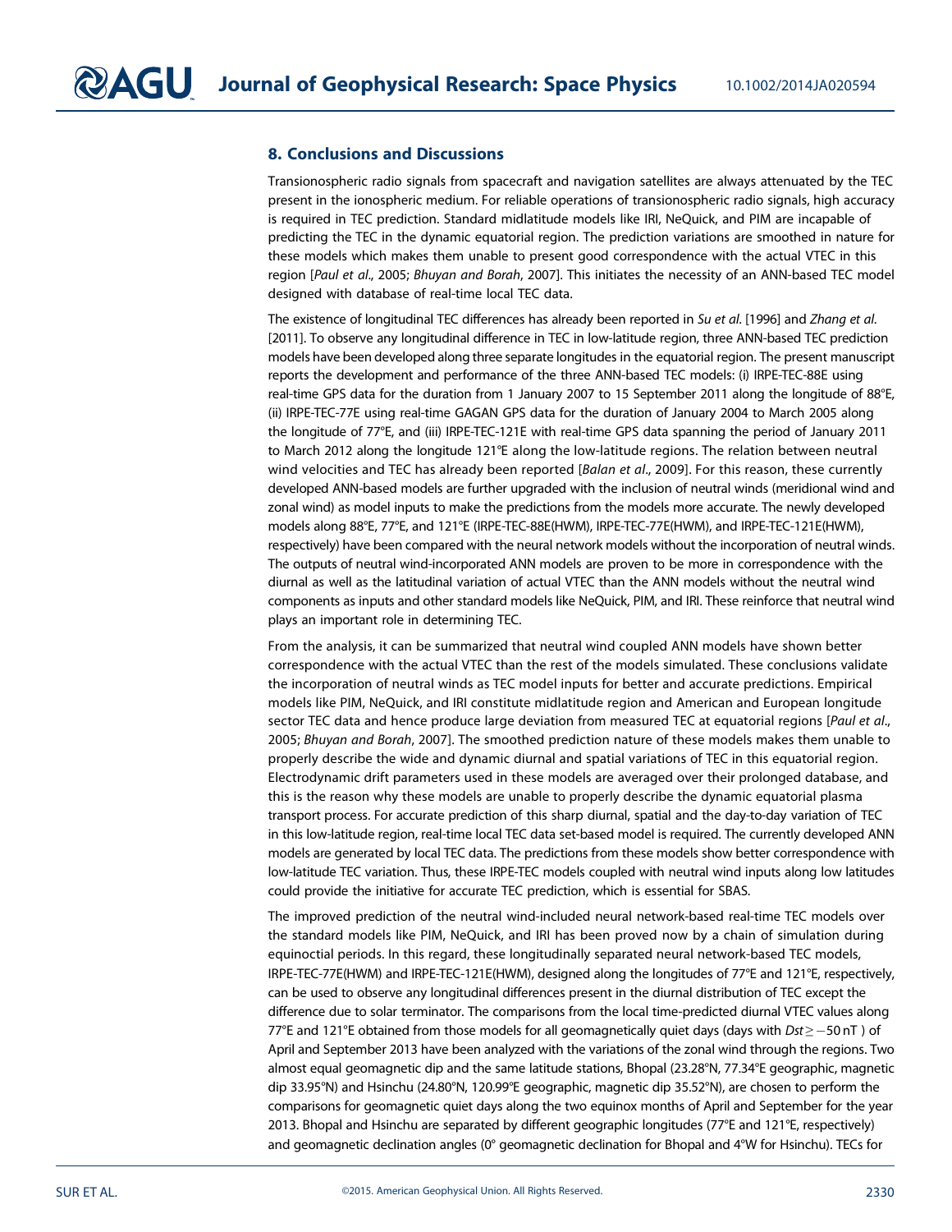## 8. Conclusions and Discussions

Transionospheric radio signals from spacecraft and navigation satellites are always attenuated by the TEC present in the ionospheric medium. For reliable operations of transionospheric radio signals, high accuracy is required in TEC prediction. Standard midlatitude models like IRI, NeQuick, and PIM are incapable of predicting the TEC in the dynamic equatorial region. The prediction variations are smoothed in nature for these models which makes them unable to present good correspondence with the actual VTEC in this region [*Paul et al*., 2005; *Bhuyan and Borah*, 2007]. This initiates the necessity of an ANN-based TEC model designed with database of real-time local TEC data.

The existence of longitudinal TEC differences has already been reported in *Su et al.* [1996] and *Zhang et al.* [2011]. To observe any longitudinal difference in TEC in low-latitude region, three ANN-based TEC prediction models have been developed along three separate longitudes in the equatorial region. The present manuscript reports the development and performance of the three ANN-based TEC models: (i) IRPE-TEC-88E using real-time GPS data for the duration from 1 January 2007 to 15 September 2011 along the longitude of 88°E, (ii) IRPE-TEC-77E using real-time GAGAN GPS data for the duration of January 2004 to March 2005 along the longitude of 77°E, and (iii) IRPE-TEC-121E with real-time GPS data spanning the period of January 2011 to March 2012 along the longitude 121°E along the low-latitude regions. The relation between neutral wind velocities and TEC has already been reported [*Balan et al*., 2009]. For this reason, these currently developed ANN-based models are further upgraded with the inclusion of neutral winds (meridional wind and zonal wind) as model inputs to make the predictions from the models more accurate. The newly developed models along 88°E, 77°E, and 121°E (IRPE-TEC-88E(HWM), IRPE-TEC-77E(HWM), and IRPE-TEC-121E(HWM), respectively) have been compared with the neural network models without the incorporation of neutral winds. The outputs of neutral wind-incorporated ANN models are proven to be more in correspondence with the diurnal as well as the latitudinal variation of actual VTEC than the ANN models without the neutral wind components as inputs and other standard models like NeQuick, PIM, and IRI. These reinforce that neutral wind plays an important role in determining TEC.

From the analysis, it can be summarized that neutral wind coupled ANN models have shown better correspondence with the actual VTEC than the rest of the models simulated. These conclusions validate the incorporation of neutral winds as TEC model inputs for better and accurate predictions. Empirical models like PIM, NeQuick, and IRI constitute midlatitude region and American and European longitude sector TEC data and hence produce large deviation from measured TEC at equatorial regions [*Paul et al*., 2005; *Bhuyan and Borah*, 2007]. The smoothed prediction nature of these models makes them unable to properly describe the wide and dynamic diurnal and spatial variations of TEC in this equatorial region. Electrodynamic drift parameters used in these models are averaged over their prolonged database, and this is the reason why these models are unable to properly describe the dynamic equatorial plasma transport process. For accurate prediction of this sharp diurnal, spatial and the day-to-day variation of TEC in this low-latitude region, real-time local TEC data set-based model is required. The currently developed ANN models are generated by local TEC data. The predictions from these models show better correspondence with low-latitude TEC variation. Thus, these IRPE-TEC models coupled with neutral wind inputs along low latitudes could provide the initiative for accurate TEC prediction, which is essential for SBAS.

The improved prediction of the neutral wind-included neural network-based real-time TEC models over the standard models like PIM, NeQuick, and IRI has been proved now by a chain of simulation during equinoctial periods. In this regard, these longitudinally separated neural network-based TEC models, IRPE-TEC-77E(HWM) and IRPE-TEC-121E(HWM), designed along the longitudes of 77°E and 121°E, respectively, can be used to observe any longitudinal differences present in the diurnal distribution of TEC except the difference due to solar terminator. The comparisons from the local time-predicted diurnal VTEC values along 77°E and 121°E obtained from those models for all geomagnetically quiet days (days with $Dst \geq -50\,\text{nT}$ ) of April and September 2013 have been analyzed with the variations of the zonal wind through the regions. Two almost equal geomagnetic dip and the same latitude stations, Bhopal (23.28°N, 77.34°E geographic, magnetic dip 33.95°N) and Hsinchu (24.80°N, 120.99°E geographic, magnetic dip 35.52°N), are chosen to perform the comparisons for geomagnetic quiet days along the two equinox months of April and September for the year 2013. Bhopal and Hsinchu are separated by different geographic longitudes (77°E and 121°E, respectively) and geomagnetic declination angles (0° geomagnetic declination for Bhopal and 4°W for Hsinchu). TECs for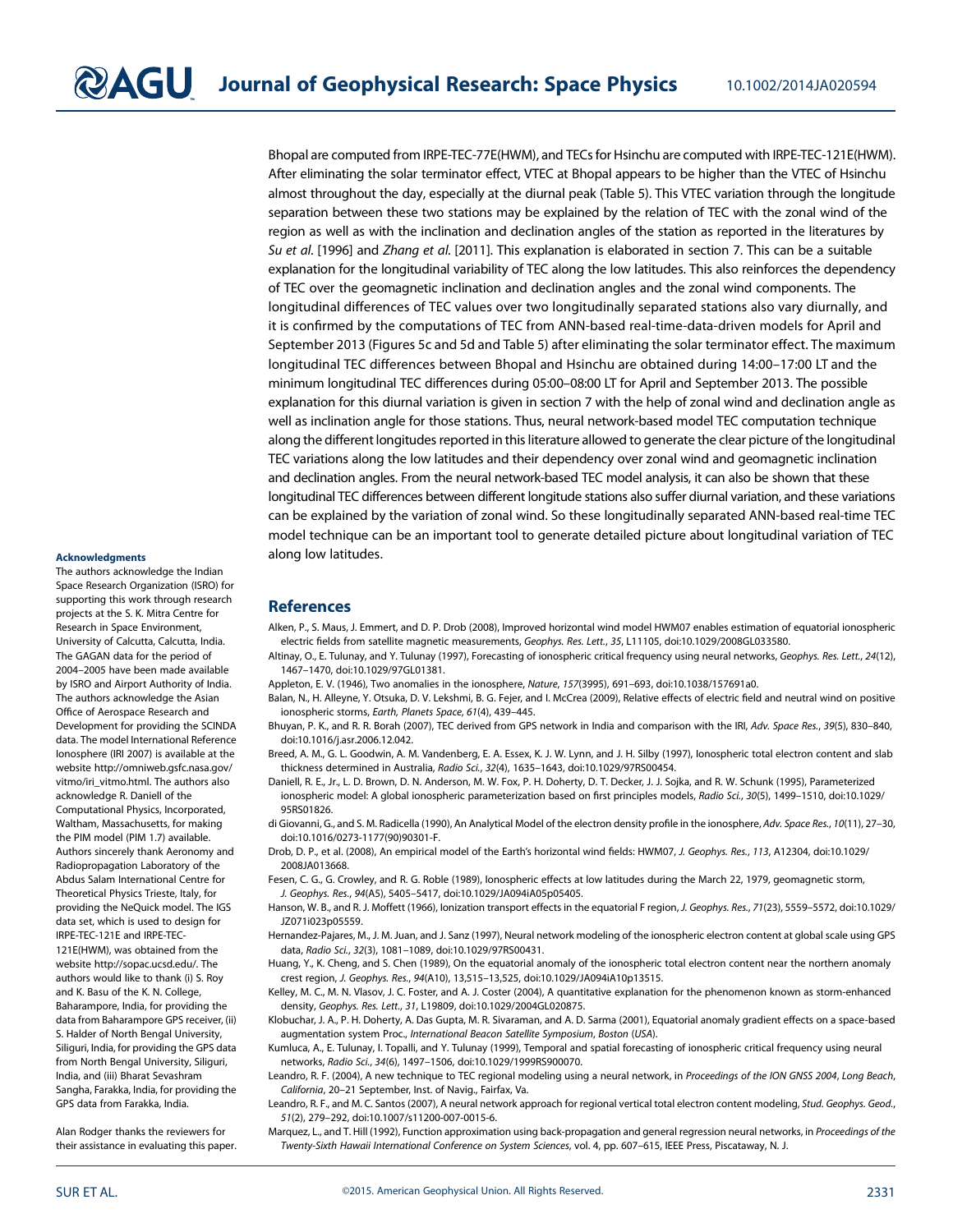Bhopal are computed from IRPE-TEC-77E(HWM), and TECs for Hsinchu are computed with IRPE-TEC-121E(HWM). After eliminating the solar terminator effect, VTEC at Bhopal appears to be higher than the VTEC of Hsinchu almost throughout the day, especially at the diurnal peak (Table 5). This VTEC variation through the longitude separation between these two stations may be explained by the relation of TEC with the zonal wind of the region as well as with the inclination and declination angles of the station as reported in the literatures by *Su et al.* [1996] and *Zhang et al.* [2011]. This explanation is elaborated in section 7. This can be a suitable explanation for the longitudinal variability of TEC along the low latitudes. This also reinforces the dependency of TEC over the geomagnetic inclination and declination angles and the zonal wind components. The longitudinal differences of TEC values over two longitudinally separated stations also vary diurnally, and it is confirmed by the computations of TEC from ANN-based real-time-data-driven models for April and September 2013 (Figures 5c and 5d and Table 5) after eliminating the solar terminator effect. The maximum longitudinal TEC differences between Bhopal and Hsinchu are obtained during 14:00–17:00 LT and the minimum longitudinal TEC differences during 05:00–08:00 LT for April and September 2013. The possible explanation for this diurnal variation is given in section 7 with the help of zonal wind and declination angle as well as inclination angle for those stations. Thus, neural network-based model TEC computation technique along the different longitudes reported in this literature allowed to generate the clear picture of the longitudinal TEC variations along the low latitudes and their dependency over zonal wind and geomagnetic inclination and declination angles. From the neural network-based TEC model analysis, it can also be shown that these longitudinal TEC differences between different longitude stations also suffer diurnal variation, and these variations can be explained by the variation of zonal wind. So these longitudinally separated ANN-based real-time TEC model technique can be an important tool to generate detailed picture about longitudinal variation of TEC along low latitudes.

#### Acknowledgments

The authors acknowledge the Indian Space Research Organization (ISRO) for supporting this work through research projects at the S. K. Mitra Centre for Research in Space Environment, University of Calcutta, Calcutta, India. The GAGAN data for the period of 2004–2005 have been made available by ISRO and Airport Authority of India. The authors acknowledge the Asian Office of Aerospace Research and Development for providing the SCINDA data. The model International Reference Ionosphere (IRI 2007) is available at the website http://omniweb.gsfc.nasa.gov/vitmo/iri_vitmo.html. The authors also acknowledge R. Daniell of the Computational Physics, Incorporated, Waltham, Massachusetts, for making the PIM model (PIM 1.7) available. Authors sincerely thank Aeronomy and Radiopropagation Laboratory of the Abdus Salam International Centre for Theoretical Physics Trieste, Italy, for providing the NeQuick model. The IGS data set, which is used to design for IRPE-TEC-121E and IRPE-TEC-121E(HWM), was obtained from the website http://sopac.ucsd.edu/. The authors would like to thank (i) S. Roy and K. Basu of the K. N. College, Baharampore, India, for providing the data from Baharampore GPS receiver, (ii) S. Halder of North Bengal University, Siliguri, India, for providing the GPS data from North Bengal University, Siliguri, India, and (iii) Bharat Sevashram Sangha, Farakka, India, for providing the GPS data from Farakka, India.

Alan Rodger thanks the reviewers for their assistance in evaluating this paper.

## References

Alken, P., S. Maus, J. Emmert, and D. P. Drob (2008), Improved horizontal wind model HWM07 enables estimation of equatorial ionospheric electric fields from satellite magnetic measurements, *Geophys. Res. Lett.*, *35*, L11105, doi:10.1029/2008GL033580.

Altinay, O., E. Tulunay, and Y. Tulunay (1997), Forecasting of ionospheric critical frequency using neural networks, *Geophys. Res. Lett.*, *24*(12), 1467–1470, doi:10.1029/97GL01381.

Appleton, E. V. (1946), Two anomalies in the ionosphere, *Nature*, *157*(3995), 691–693, doi:10.1038/157691a0.

Balan, N., H. Alleyne, Y. Otsuka, D. V. Lekshmi, B. G. Fejer, and I. McCrea (2009), Relative effects of electric field and neutral wind on positive ionospheric storms, *Earth, Planets Space*, *61*(4), 439–445.

Bhuyan, P. K., and R. R. Borah (2007), TEC derived from GPS network in India and comparison with the IRI, *Adv. Space Res.*, *39*(5), 830–840, doi:10.1016/j.asr.2006.12.042.

Breed, A. M., G. L. Goodwin, A. M. Vandenberg, E. A. Essex, K. J. W. Lynn, and J. H. Silby (1997), Ionospheric total electron content and slab thickness determined in Australia, *Radio Sci.*, *32*(4), 1635–1643, doi:10.1029/97RS00454.

Daniell, R. E., Jr., L. D. Brown, D. N. Anderson, M. W. Fox, P. H. Doherty, D. T. Decker, J. J. Sojka, and R. W. Schunk (1995), Parameterized ionospheric model: A global ionospheric parameterization based on first principles models, *Radio Sci.*, *30*(5), 1499–1510, doi:10.1029/95RS01826.

di Giovanni, G., and S. M. Radicella (1990), An Analytical Model of the electron density profile in the ionosphere, *Adv. Space Res.*, *10*(11), 27–30, doi:10.1016/0273-1177(90)90301-F.

Drob, D. P., et al. (2008), An empirical model of the Earth's horizontal wind fields: HWM07, *J. Geophys. Res.*, *113*, A12304, doi:10.1029/2008JA013668.

Fesen, C. G., G. Crowley, and R. G. Roble (1989), Ionospheric effects at low latitudes during the March 22, 1979, geomagnetic storm, *J. Geophys. Res.*, *94*(A5), 5405–5417, doi:10.1029/JA094iA05p05405.

Hanson, W. B., and R. J. Moffett (1966), Ionization transport effects in the equatorial F region, *J. Geophys. Res.*, *71*(23), 5559–5572, doi:10.1029/JZ071i023p05559.

Hernandez-Pajares, M., J. M. Juan, and J. Sanz (1997), Neural network modeling of the ionospheric electron content at global scale using GPS data, *Radio Sci.*, *32*(3), 1081–1089, doi:10.1029/97RS00431.

Huang, Y., K. Cheng, and S. Chen (1989), On the equatorial anomaly of the ionospheric total electron content near the northern anomaly crest region, *J. Geophys. Res.*, *94*(A10), 13,515–13,525, doi:10.1029/JA094iA10p13515.

Kelley, M. C., M. N. Vlasov, J. C. Foster, and A. J. Coster (2004), A quantitative explanation for the phenomenon known as storm-enhanced density, *Geophys. Res. Lett.*, *31*, L19809, doi:10.1029/2004GL020875.

Klobuchar, J. A., P. H. Doherty, A. Das Gupta, M. R. Sivaraman, and A. D. Sarma (2001), Equatorial anomaly gradient effects on a space-based augmentation system Proc., *International Beacon Satellite Symposium*, *Boston* (*USA*).

Kumluca, A., E. Tulunay, I. Topalli, and Y. Tulunay (1999), Temporal and spatial forecasting of ionospheric critical frequency using neural networks, *Radio Sci.*, *34*(6), 1497–1506, doi:10.1029/1999RS900070.

Leandro, R. F. (2004), A new technique to TEC regional modeling using a neural network, in *Proceedings of the ION GNSS 2004*, *Long Beach*, *California*, 20–21 September, Inst. of Navig., Fairfax, Va.

Leandro, R. F., and M. C. Santos (2007), A neural network approach for regional vertical total electron content modeling, *Stud. Geophys. Geod.*, *51*(2), 279–292, doi:10.1007/s11200-007-0015-6.

Marquez, L., and T. Hill (1992), Function approximation using back-propagation and general regression neural networks, in *Proceedings of the Twenty-Sixth Hawaii International Conference on System Sciences*, vol. 4, pp. 607–615, IEEE Press, Piscataway, N. J.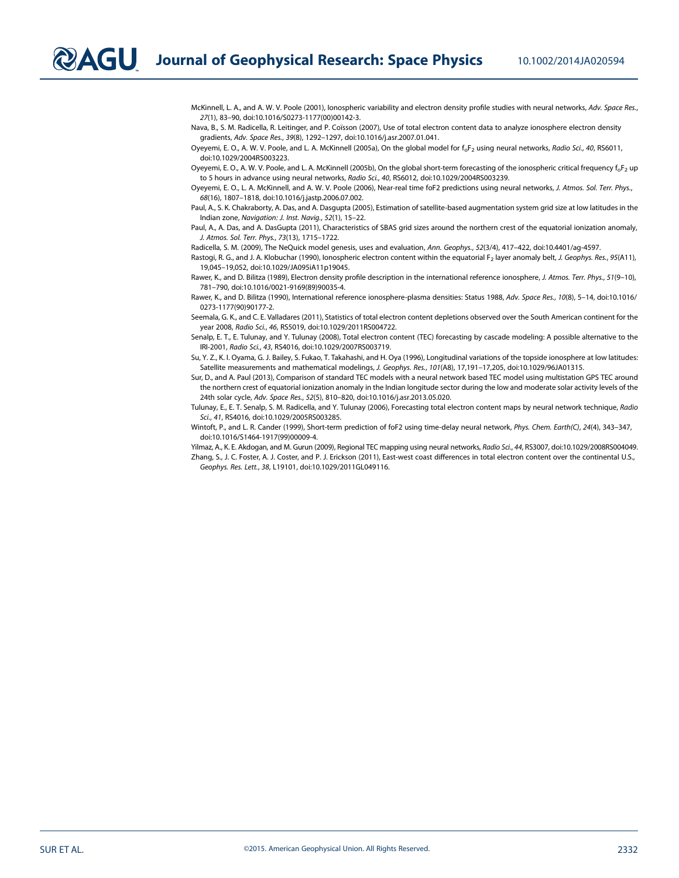McKinnell, L. A., and A. W. V. Poole (2001), Ionospheric variability and electron density profile studies with neural networks, *Adv. Space Res.*, *27*(1), 83–90, doi:10.1016/S0273-1177(00)00142-3.

Nava, B., S. M. Radicella, R. Leitinger, and P. Coïsson (2007), Use of total electron content data to analyze ionosphere electron density gradients, *Adv. Space Res.*, *39*(8), 1292–1297, doi:10.1016/j.asr.2007.01.041.

Oyeyemi, E. O., A. W. V. Poole, and L. A. McKinnell (2005a), On the global model for $f_oF_2$ using neural networks, *Radio Sci.*, *40*, RS6011, doi:10.1029/2004RS003223.

Oyeyemi, E. O., A. W. V. Poole, and L. A. McKinnell (2005b), On the global short-term forecasting of the ionospheric critical frequency $f_oF_2$ up to 5 hours in advance using neural networks, *Radio Sci.*, *40*, RS6012, doi:10.1029/2004RS003239.

Oyeyemi, E. O., L. A. McKinnell, and A. W. V. Poole (2006), Near-real time foF2 predictions using neural networks, *J. Atmos. Sol. Terr. Phys.*, *68*(16), 1807–1818, doi:10.1016/j.jastp.2006.07.002.

Paul, A., S. K. Chakraborty, A. Das, and A. Dasgupta (2005), Estimation of satellite-based augmentation system grid size at low latitudes in the Indian zone, *Navigation: J. Inst. Navig.*, *52*(1), 15–22.

Paul, A., A. Das, and A. DasGupta (2011), Characteristics of SBAS grid sizes around the northern crest of the equatorial ionization anomaly, *J. Atmos. Sol. Terr. Phys.*, *73*(13), 1715–1722.

Radicella, S. M. (2009), The NeQuick model genesis, uses and evaluation, *Ann. Geophys.*, *52*(3/4), 417–422, doi:10.4401/ag-4597.

Rastogi, R. G., and J. A. Klobuchar (1990), Ionospheric electron content within the equatorial $F_2$ layer anomaly belt, *J. Geophys. Res.*, *95*(A11), 19,045–19,052, doi:10.1029/JA095iA11p19045.

Rawer, K., and D. Bilitza (1989), Electron density profile description in the international reference ionosphere, *J. Atmos. Terr. Phys.*, *51*(9–10), 781–790, doi:10.1016/0021-9169(89)90035-4.

Rawer, K., and D. Bilitza (1990), International reference ionosphere-plasma densities: Status 1988, *Adv. Space Res.*, *10*(8), 5–14, doi:10.1016/0273-1177(90)90177-2.

Seemala, G. K., and C. E. Valladares (2011), Statistics of total electron content depletions observed over the South American continent for the year 2008, *Radio Sci.*, *46*, RS5019, doi:10.1029/2011RS004722.

Senalp, E. T., E. Tulunay, and Y. Tulunay (2008), Total electron content (TEC) forecasting by cascade modeling: A possible alternative to the IRI-2001, *Radio Sci.*, *43*, RS4016, doi:10.1029/2007RS003719.

Su, Y. Z., K. I. Oyama, G. J. Bailey, S. Fukao, T. Takahashi, and H. Oya (1996), Longitudinal variations of the topside ionosphere at low latitudes: Satellite measurements and mathematical modelings, *J. Geophys. Res.*, *101*(A8), 17,191–17,205, doi:10.1029/96JA01315.

Sur, D., and A. Paul (2013), Comparison of standard TEC models with a neural network based TEC model using multistation GPS TEC around the northern crest of equatorial ionization anomaly in the Indian longitude sector during the low and moderate solar activity levels of the 24th solar cycle, *Adv. Space Res.*, *52*(5), 810–820, doi:10.1016/j.asr.2013.05.020.

Tulunay, E., E. T. Senalp, S. M. Radicella, and Y. Tulunay (2006), Forecasting total electron content maps by neural network technique, *Radio Sci.*, *41*, RS4016, doi:10.1029/2005RS003285.

Wintoft, P., and L. R. Cander (1999), Short-term prediction of foF2 using time-delay neural network, *Phys. Chem. Earth(C)*, *24*(4), 343–347, doi:10.1016/S1464-1917(99)00009-4.

Yilmaz, A., K. E. Akdogan, and M. Gurun (2009), Regional TEC mapping using neural networks, *Radio Sci.*, *44*, RS3007, doi:10.1029/2008RS004049.

Zhang, S., J. C. Foster, A. J. Coster, and P. J. Erickson (2011), East-west coast differences in total electron content over the continental U.S., *Geophys. Res. Lett.*, *38*, L19101, doi:10.1029/2011GL049116.